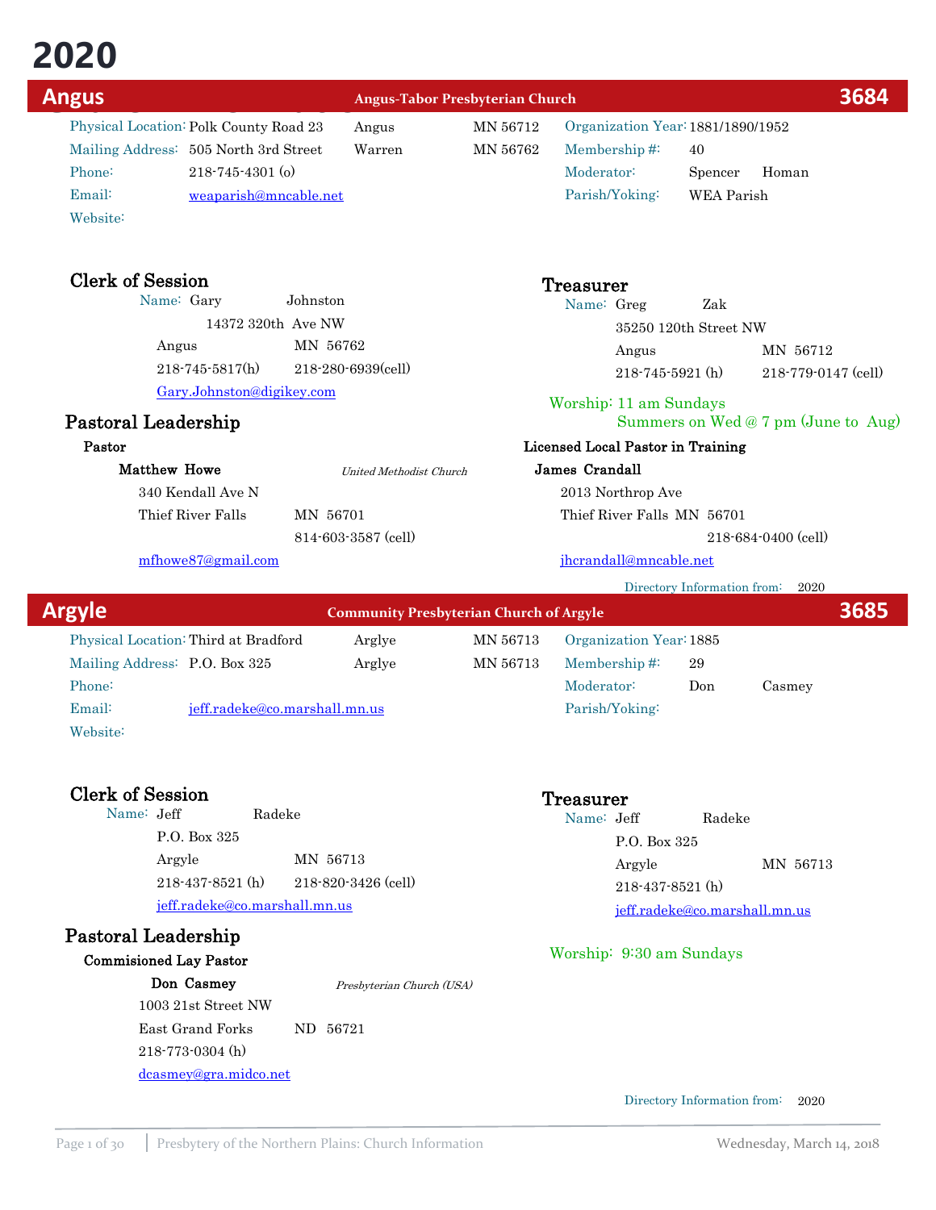# 2020

## Angus — Angus-Tabor Presbyterian Church — 3684

| | | | | | |
|---|---|---|---|---|---|
| Physical Location: | Polk County Road 23 | Angus | MN 56712 | Organization Year: | 1881/1890/1952 |
| Mailing Address: | 505 North 3rd Street | Warren | MN 56762 | Membership #: | 40 |
| Phone: | 218-745-4301 (o) | | | Moderator: | Spencer Homan |
| Email: | weaparish@mncable.net | | | Parish/Yoking: | WEA Parish |
| Website: | | | | | |

### Clerk of Session

Name: Gary Johnston
14372 320th Ave NW
Angus MN 56762
218-745-5817(h) 218-280-6939(cell)
Gary.Johnston@digikey.com

### Treasurer

Name: Greg Zak
35250 120th Street NW
Angus MN 56712
218-745-5921 (h) 218-779-0147 (cell)

Worship: 11 am Sundays
Summers on Wed @ 7 pm (June to Aug)

### Pastoral Leadership

**Pastor**

**Matthew Howe** *United Methodist Church*
340 Kendall Ave N
Thief River Falls MN 56701
814-603-3587 (cell)
mfhowe87@gmail.com

**Licensed Local Pastor in Training**

**James Crandall**
2013 Northrop Ave
Thief River Falls MN 56701
218-684-0400 (cell)
jhcrandall@mncable.net

Directory Information from: 2020

## Argyle — Community Presbyterian Church of Argyle — 3685

| | | | | | |
|---|---|---|---|---|---|
| Physical Location: | Third at Bradford | Arglye | MN 56713 | Organization Year: | 1885 |
| Mailing Address: | P.O. Box 325 | Arglye | MN 56713 | Membership #: | 29 |
| Phone: | | | | Moderator: | Don Casmey |
| Email: | jeff.radeke@co.marshall.mn.us | | | Parish/Yoking: | |
| Website: | | | | | |

### Clerk of Session

Name: Jeff Radeke
P.O. Box 325
Argyle MN 56713
218-437-8521 (h) 218-820-3426 (cell)
jeff.radeke@co.marshall.mn.us

### Treasurer

Name: Jeff Radeke
P.O. Box 325
Argyle MN 56713
218-437-8521 (h)
jeff.radeke@co.marshall.mn.us

Worship: 9:30 am Sundays

### Pastoral Leadership

**Commisioned Lay Pastor**

**Don Casmey** *Presbyterian Church (USA)*
1003 21st Street NW
East Grand Forks ND 56721
218-773-0304 (h)
dcasmey@gra.midco.net

Directory Information from: 2020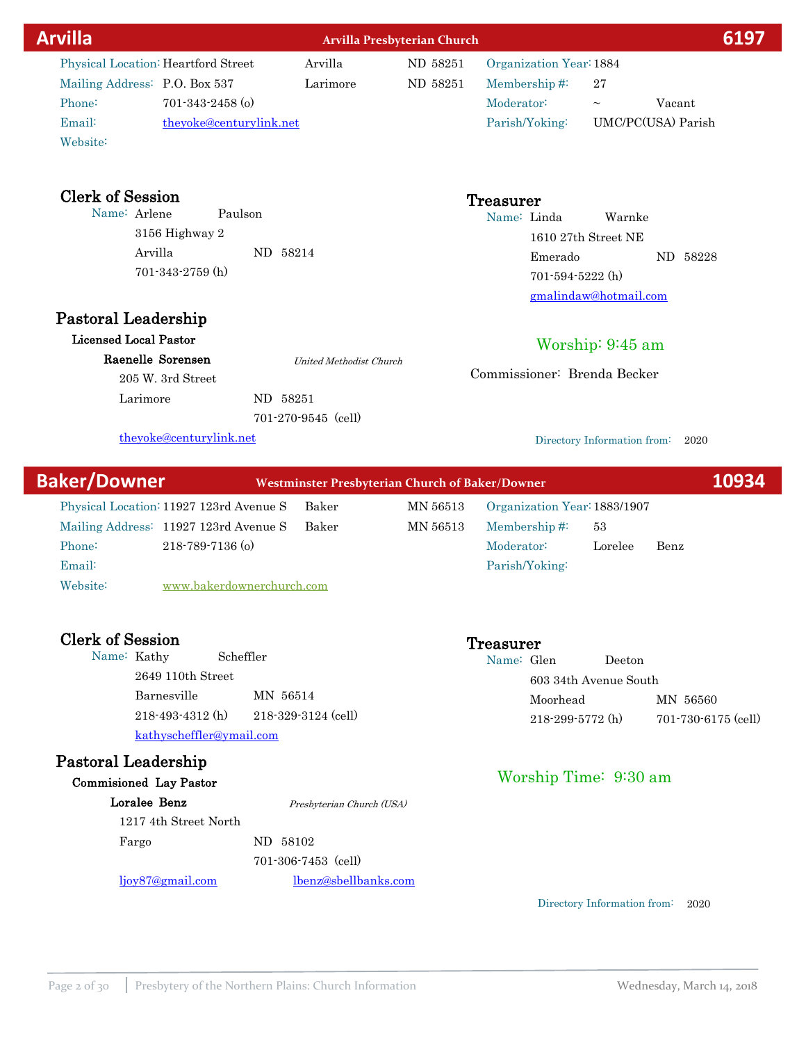## Arvilla — Arvilla Presbyterian Church — 6197

| | | | | | | |
|---|---|---|---|---|---|---|
| Physical Location: | Heartford Street | Arvilla | ND 58251 | Organization Year: | 1884 | |
| Mailing Address: | P.O. Box 537 | Larimore | ND 58251 | Membership #: | 27 | |
| Phone: | 701-343-2458 (o) | | | Moderator: | ~ | Vacant |
| Email: | theyoke@centurylink.net | | | Parish/Yoking: | UMC/PC(USA) Parish | |
| Website: | | | | | | |

### Clerk of Session

Name: Arlene Paulson
3156 Highway 2
Arvilla ND 58214
701-343-2759 (h)

### Treasurer

Name: Linda Warnke
1610 27th Street NE
Emerado ND 58228
701-594-5222 (h)
gmalindaw@hotmail.com

### Pastoral Leadership

**Licensed Local Pastor**

**Raenelle Sorensen** — *United Methodist Church*
205 W. 3rd Street
Larimore ND 58251
701-270-9545 (cell)
theyoke@centurylink.net

Worship: 9:45 am

Commissioner: Brenda Becker

Directory Information from: 2020

## Baker/Downer — Westminster Presbyterian Church of Baker/Downer — 10934

| | | | | | | |
|---|---|---|---|---|---|---|
| Physical Location: | 11927 123rd Avenue S | Baker | MN 56513 | Organization Year: | 1883/1907 | |
| Mailing Address: | 11927 123rd Avenue S | Baker | MN 56513 | Membership #: | 53 | |
| Phone: | 218-789-7136 (o) | | | Moderator: | Lorelee | Benz |
| Email: | | | | Parish/Yoking: | | |
| Website: | www.bakerdownerchurch.com | | | | | |

### Clerk of Session

Name: Kathy Scheffler
2649 110th Street
Barnesville MN 56514
218-493-4312 (h) 218-329-3124 (cell)
kathyscheffler@ymail.com

### Treasurer

Name: Glen Deeton
603 34th Avenue South
Moorhead MN 56560
218-299-5772 (h) 701-730-6175 (cell)

### Pastoral Leadership

**Commisioned Lay Pastor**

**Loralee Benz** — *Presbyterian Church (USA)*
1217 4th Street North
Fargo ND 58102
701-306-7453 (cell)
ljoy87@gmail.com lbenz@sbellbanks.com

Worship Time: 9:30 am

Directory Information from: 2020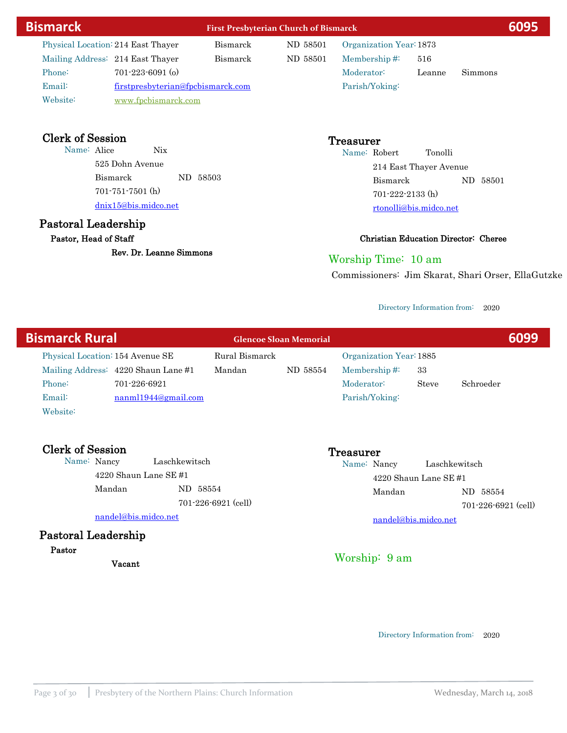## Bismarck — First Presbyterian Church of Bismarck — 6095

| | | | | | |
|---|---|---|---|---|---|
| Physical Location: | 214 East Thayer | Bismarck | ND 58501 | Organization Year: | 1873 |
| Mailing Address: | 214 East Thayer | Bismarck | ND 58501 | Membership #: | 516 |
| Phone: | 701-223-6091 (o) | | | Moderator: | Leanne Simmons |
| Email: | firstpresbyterian@fpcbismarck.com | | | Parish/Yoking: | |
| Website: | www.fpcbismarck.com | | | | |

### Clerk of Session

Name: Alice Nix
525 Dohn Avenue
Bismarck ND 58503
701-751-7501 (h)
dnix15@bis.midco.net

### Treasurer

Name: Robert Tonolli
214 East Thayer Avenue
Bismarck ND 58501
701-222-2133 (h)
rtonolli@bis.midco.net

### Pastoral Leadership

**Pastor, Head of Staff**

**Rev. Dr. Leanne Simmons**

**Christian Education Director: Cheree**

Worship Time: 10 am

Commissioners: Jim Skarat, Shari Orser, EllaGutzke

Directory Information from: 2020

## Bismarck Rural — Glencoe Sloan Memorial — 6099

| | | | | | |
|---|---|---|---|---|---|
| Physical Location: | 154 Avenue SE | Rural Bismarck | | Organization Year: | 1885 |
| Mailing Address: | 4220 Shaun Lane #1 | Mandan | ND 58554 | Membership #: | 33 |
| Phone: | 701-226-6921 | | | Moderator: | Steve Schroeder |
| Email: | nanml1944@gmail.com | | | Parish/Yoking: | |
| Website: | | | | | |

### Clerk of Session

Name: Nancy Laschkewitsch
4220 Shaun Lane SE #1
Mandan ND 58554
701-226-6921 (cell)
nandel@bis.midco.net

### Treasurer

Name: Nancy Laschkewitsch
4220 Shaun Lane SE #1
Mandan ND 58554
701-226-6921 (cell)
nandel@bis.midco.net

### Pastoral Leadership

**Pastor**

**Vacant**

Worship: 9 am

Directory Information from: 2020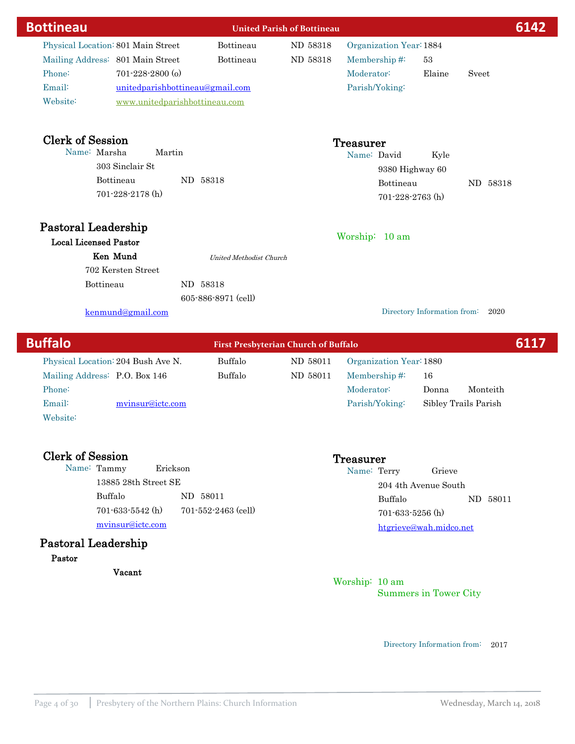## Bottineau — United Parish of Bottineau — 6142

Physical Location: 801 Main Street, Bottineau, ND 58318
Mailing Address: 801 Main Street, Bottineau, ND 58318
Phone: 701-228-2800 (o)
Email: unitedparishbottineau@gmail.com
Website: www.unitedparishbottineau.com

Organization Year: 1884
Membership #: 53
Moderator: Elaine Sveet
Parish/Yoking:

### Clerk of Session

Name: Marsha Martin
303 Sinclair St
Bottineau ND 58318
701-228-2178 (h)

### Treasurer

Name: David Kyle
9380 Highway 60
Bottineau ND 58318
701-228-2763 (h)

### Pastoral Leadership

**Local Licensed Pastor**

**Ken Mund** — *United Methodist Church*
702 Kersten Street
Bottineau ND 58318
605-886-8971 (cell)
kenmund@gmail.com

Worship: 10 am

Directory Information from: 2020

## Buffalo — First Presbyterian Church of Buffalo — 6117

Physical Location: 204 Bush Ave N., Buffalo, ND 58011
Mailing Address: P.O. Box 146, Buffalo, ND 58011
Phone:
Email: mvinsur@ictc.com
Website:

Organization Year: 1880
Membership #: 16
Moderator: Donna Monteith
Parish/Yoking: Sibley Trails Parish

### Clerk of Session

Name: Tammy Erickson
13885 28th Street SE
Buffalo ND 58011
701-633-5542 (h) 701-552-2463 (cell)
mvinsur@ictc.com

### Treasurer

Name: Terry Grieve
204 4th Avenue South
Buffalo ND 58011
701-633-5256 (h)
htgrieve@wah.midco.net

### Pastoral Leadership

**Pastor**

**Vacant**

Worship: 10 am
Summers in Tower City

Directory Information from: 2017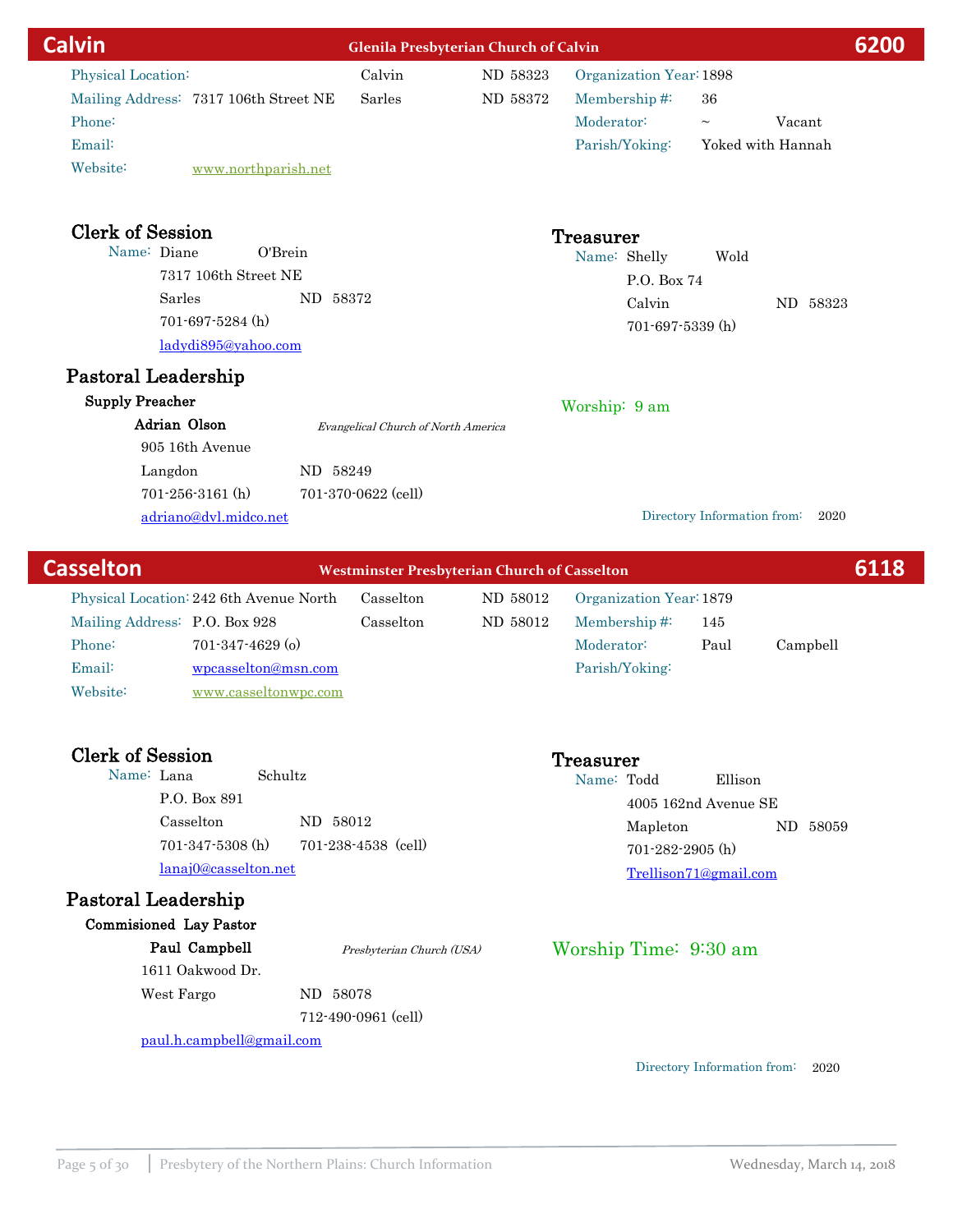## Calvin — Glenila Presbyterian Church of Calvin — 6200

| | | | | | |
|---|---|---|---|---|---|
| Physical Location: | | Calvin | ND 58323 | Organization Year: | 1898 |
| Mailing Address: | 7317 106th Street NE | Sarles | ND 58372 | Membership #: | 36 |
| Phone: | | | | Moderator: | ~ Vacant |
| Email: | | | | Parish/Yoking: | Yoked with Hannah |
| Website: | www.northparish.net | | | | |

### Clerk of Session

Name: Diane O'Brein
7317 106th Street NE
Sarles ND 58372
701-697-5284 (h)
ladydi895@yahoo.com

### Treasurer

Name: Shelly Wold
P.O. Box 74
Calvin ND 58323
701-697-5339 (h)

### Pastoral Leadership

**Supply Preacher**

**Adrian Olson** — *Evangelical Church of North America*
905 16th Avenue
Langdon ND 58249
701-256-3161 (h) 701-370-0622 (cell)
adriano@dvl.midco.net

Worship: 9 am

Directory Information from: 2020

## Casselton — Westminster Presbyterian Church of Casselton — 6118

| | | | | | |
|---|---|---|---|---|---|
| Physical Location: | 242 6th Avenue North | Casselton | ND 58012 | Organization Year: | 1879 |
| Mailing Address: | P.O. Box 928 | Casselton | ND 58012 | Membership #: | 145 |
| Phone: | 701-347-4629 (o) | | | Moderator: | Paul Campbell |
| Email: | wpcasselton@msn.com | | | Parish/Yoking: | |
| Website: | www.casseltonwpc.com | | | | |

### Clerk of Session

Name: Lana Schultz
P.O. Box 891
Casselton ND 58012
701-347-5308 (h) 701-238-4538 (cell)
lanaj0@casselton.net

### Treasurer

Name: Todd Ellison
4005 162nd Avenue SE
Mapleton ND 58059
701-282-2905 (h)
Trellison71@gmail.com

### Pastoral Leadership

**Commisioned Lay Pastor**

**Paul Campbell** — *Presbyterian Church (USA)*
1611 Oakwood Dr.
West Fargo ND 58078
712-490-0961 (cell)
paul.h.campbell@gmail.com

Worship Time: 9:30 am

Directory Information from: 2020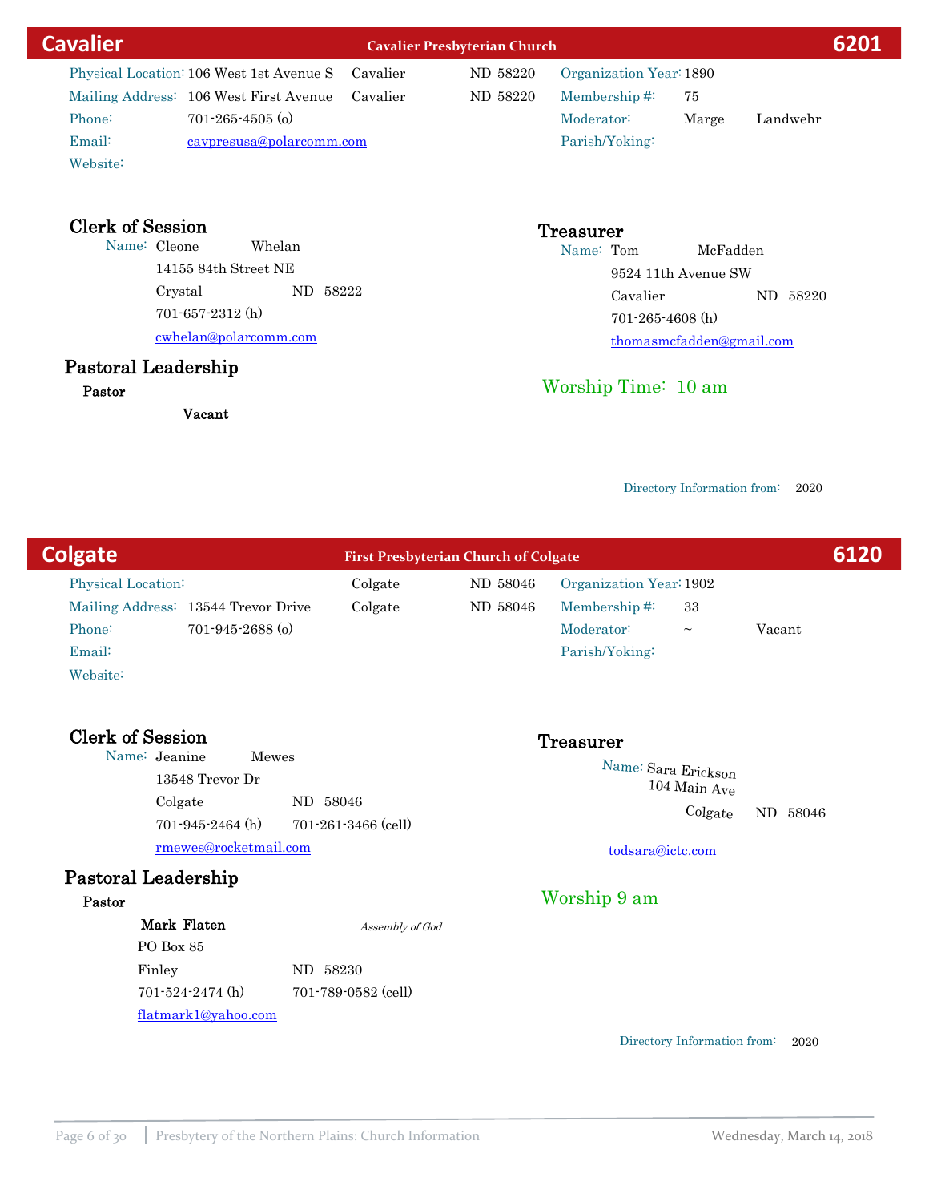## Cavalier — Cavalier Presbyterian Church — 6201

Physical Location: 106 West 1st Avenue S, Cavalier, ND 58220
Mailing Address: 106 West First Avenue, Cavalier, ND 58220
Phone: 701-265-4505 (o)
Email: cavpresusa@polarcomm.com
Website:

Organization Year: 1890
Membership #: 75
Moderator: Marge Landwehr
Parish/Yoking:

### Clerk of Session

Name: Cleone Whelan
14155 84th Street NE
Crystal ND 58222
701-657-2312 (h)
cwhelan@polarcomm.com

### Treasurer

Name: Tom McFadden
9524 11th Avenue SW
Cavalier ND 58220
701-265-4608 (h)
thomasmcfadden@gmail.com

### Pastoral Leadership

**Pastor**

**Vacant**

Worship Time: 10 am

Directory Information from: 2020

## Colgate — First Presbyterian Church of Colgate — 6120

Physical Location: Colgate, ND 58046
Mailing Address: 13544 Trevor Drive, Colgate, ND 58046
Phone: 701-945-2688 (o)
Email:
Website:

Organization Year: 1902
Membership #: 33
Moderator: ~ Vacant
Parish/Yoking:

### Clerk of Session

Name: Jeanine Mewes
13548 Trevor Dr
Colgate ND 58046
701-945-2464 (h) 701-261-3466 (cell)
rmewes@rocketmail.com

### Treasurer

Name: Sara Erickson
104 Main Ave
Colgate ND 58046
todsara@ictc.com

### Pastoral Leadership

**Pastor**

**Mark Flaten** *Assembly of God*
PO Box 85
Finley ND 58230
701-524-2474 (h) 701-789-0582 (cell)
flatmark1@yahoo.com

Worship 9 am

Directory Information from: 2020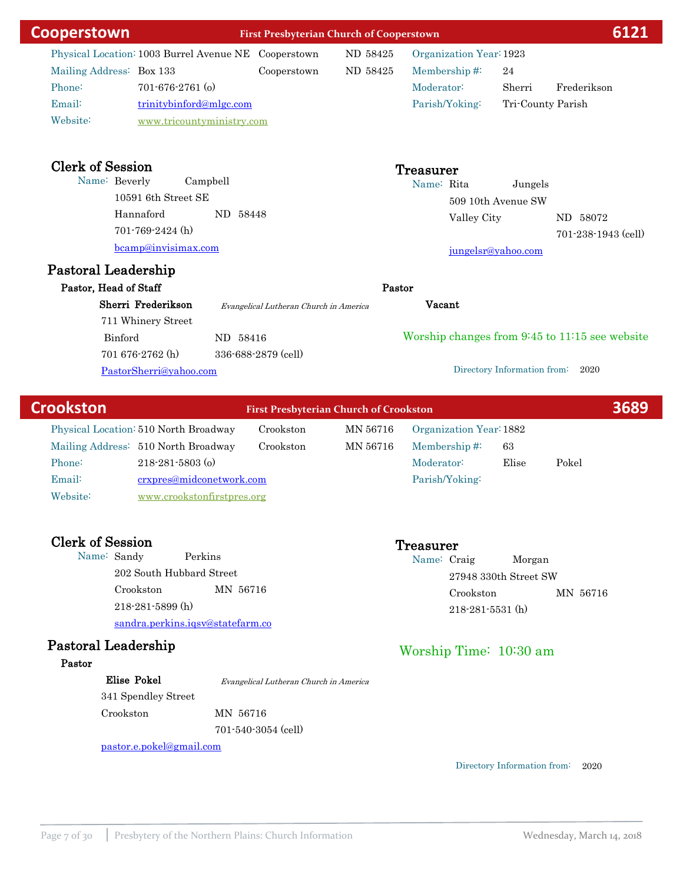## Cooperstown — First Presbyterian Church of Cooperstown — 6121

| | | | | | |
|---|---|---|---|---|---|
| Physical Location: | 1003 Burrel Avenue NE | Cooperstown | ND 58425 | Organization Year: | 1923 |
| Mailing Address: | Box 133 | Cooperstown | ND 58425 | Membership #: | 24 |
| Phone: | 701-676-2761 (o) | | | Moderator: | Sherri Frederikson |
| Email: | trinitybinford@mlgc.com | | | Parish/Yoking: | Tri-County Parish |
| Website: | www.tricountyministry.com | | | | |

### Clerk of Session

Name: Beverly Campbell
10591 6th Street SE
Hannaford ND 58448
701-769-2424 (h)
bcamp@invisimax.com

### Treasurer

Name: Rita Jungels
509 10th Avenue SW
Valley City ND 58072
701-238-1943 (cell)
jungelsr@yahoo.com

### Pastoral Leadership

**Pastor, Head of Staff**

**Sherri Frederikson** *Evangelical Lutheran Church in America*
711 Whinery Street
Binford ND 58416
701 676-2762 (h) 336-688-2879 (cell)
PastorSherri@yahoo.com

**Pastor**

**Vacant**

Worship changes from 9:45 to 11:15 see website

Directory Information from: 2020

## Crookston — First Presbyterian Church of Crookston — 3689

| | | | | | |
|---|---|---|---|---|---|
| Physical Location: | 510 North Broadway | Crookston | MN 56716 | Organization Year: | 1882 |
| Mailing Address: | 510 North Broadway | Crookston | MN 56716 | Membership #: | 63 |
| Phone: | 218-281-5803 (o) | | | Moderator: | Elise Pokel |
| Email: | crxpres@midconetwork.com | | | Parish/Yoking: | |
| Website: | www.crookstonfirstpres.org | | | | |

### Clerk of Session

Name: Sandy Perkins
202 South Hubbard Street
Crookston MN 56716
218-281-5899 (h)
sandra.perkins.iqsv@statefarm.co

### Treasurer

Name: Craig Morgan
27948 330th Street SW
Crookston MN 56716
218-281-5531 (h)

### Pastoral Leadership

**Pastor**

**Elise Pokel** *Evangelical Lutheran Church in America*
341 Spendley Street
Crookston MN 56716
701-540-3054 (cell)
pastor.e.pokel@gmail.com

Worship Time: 10:30 am

Directory Information from: 2020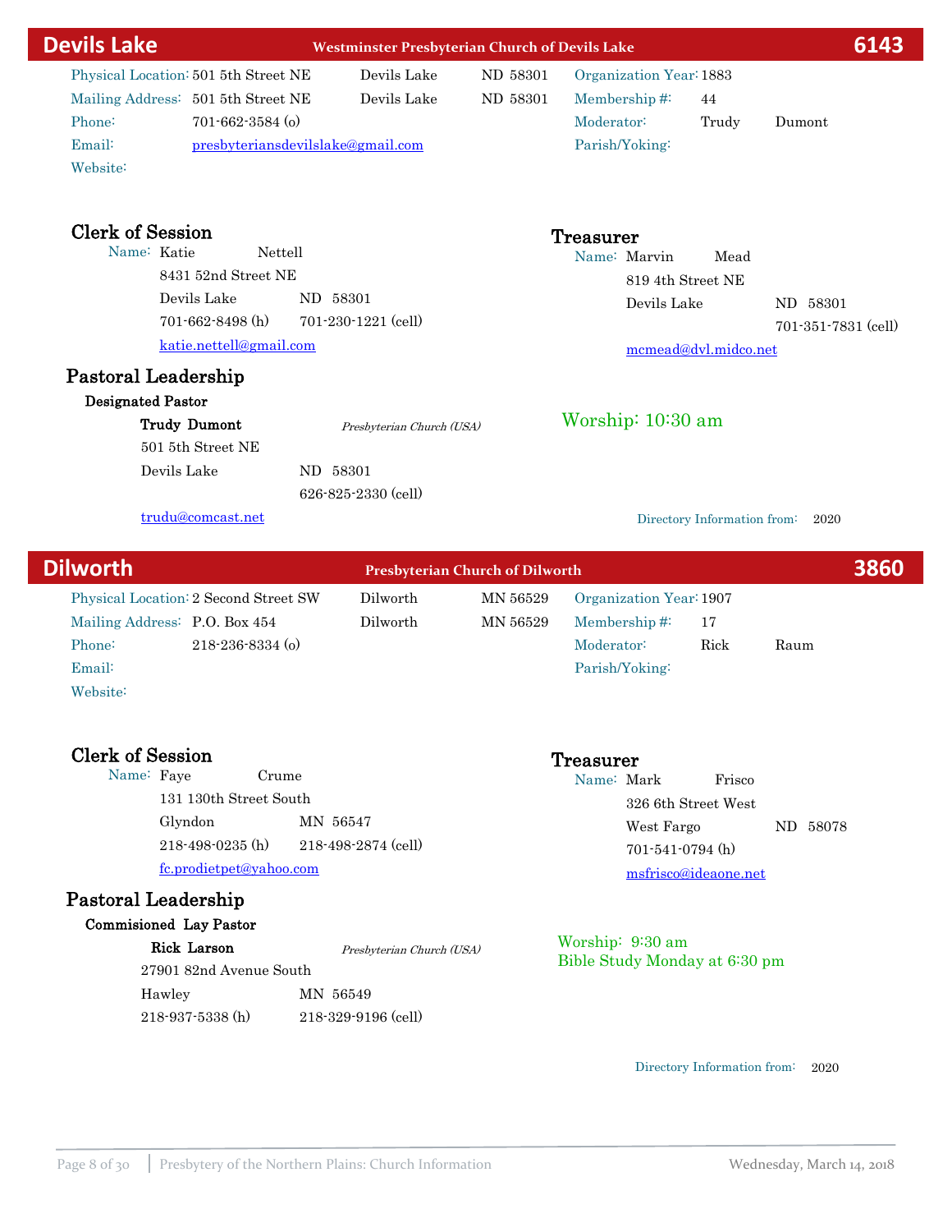## Devils Lake — Westminster Presbyterian Church of Devils Lake — 6143

Physical Location: 501 5th Street NE, Devils Lake, ND 58301
Mailing Address: 501 5th Street NE, Devils Lake, ND 58301
Phone: 701-662-3584 (o)
Email: presbyteriansdevilslake@gmail.com
Website:

Organization Year: 1883
Membership #: 44
Moderator: Trudy Dumont
Parish/Yoking:

### Clerk of Session

Name: Katie Nettell
8431 52nd Street NE
Devils Lake ND 58301
701-662-8498 (h) 701-230-1221 (cell)
katie.nettell@gmail.com

### Treasurer

Name: Marvin Mead
819 4th Street NE
Devils Lake ND 58301
701-351-7831 (cell)
mcmead@dvl.midco.net

### Pastoral Leadership

**Designated Pastor**

**Trudy Dumont** *Presbyterian Church (USA)*
501 5th Street NE
Devils Lake ND 58301
626-825-2330 (cell)
trudu@comcast.net

Worship: 10:30 am

Directory Information from: 2020

## Dilworth — Presbyterian Church of Dilworth — 3860

Physical Location: 2 Second Street SW, Dilworth, MN 56529
Mailing Address: P.O. Box 454, Dilworth, MN 56529
Phone: 218-236-8334 (o)
Email:
Website:

Organization Year: 1907
Membership #: 17
Moderator: Rick Raum
Parish/Yoking:

### Clerk of Session

Name: Faye Crume
131 130th Street South
Glyndon MN 56547
218-498-0235 (h) 218-498-2874 (cell)
fc.prodietpet@yahoo.com

### Treasurer

Name: Mark Frisco
326 6th Street West
West Fargo ND 58078
701-541-0794 (h)
msfrisco@ideaone.net

### Pastoral Leadership

**Commisioned Lay Pastor**

**Rick Larson** *Presbyterian Church (USA)*
27901 82nd Avenue South
Hawley MN 56549
218-937-5338 (h) 218-329-9196 (cell)

Worship: 9:30 am
Bible Study Monday at 6:30 pm

Directory Information from: 2020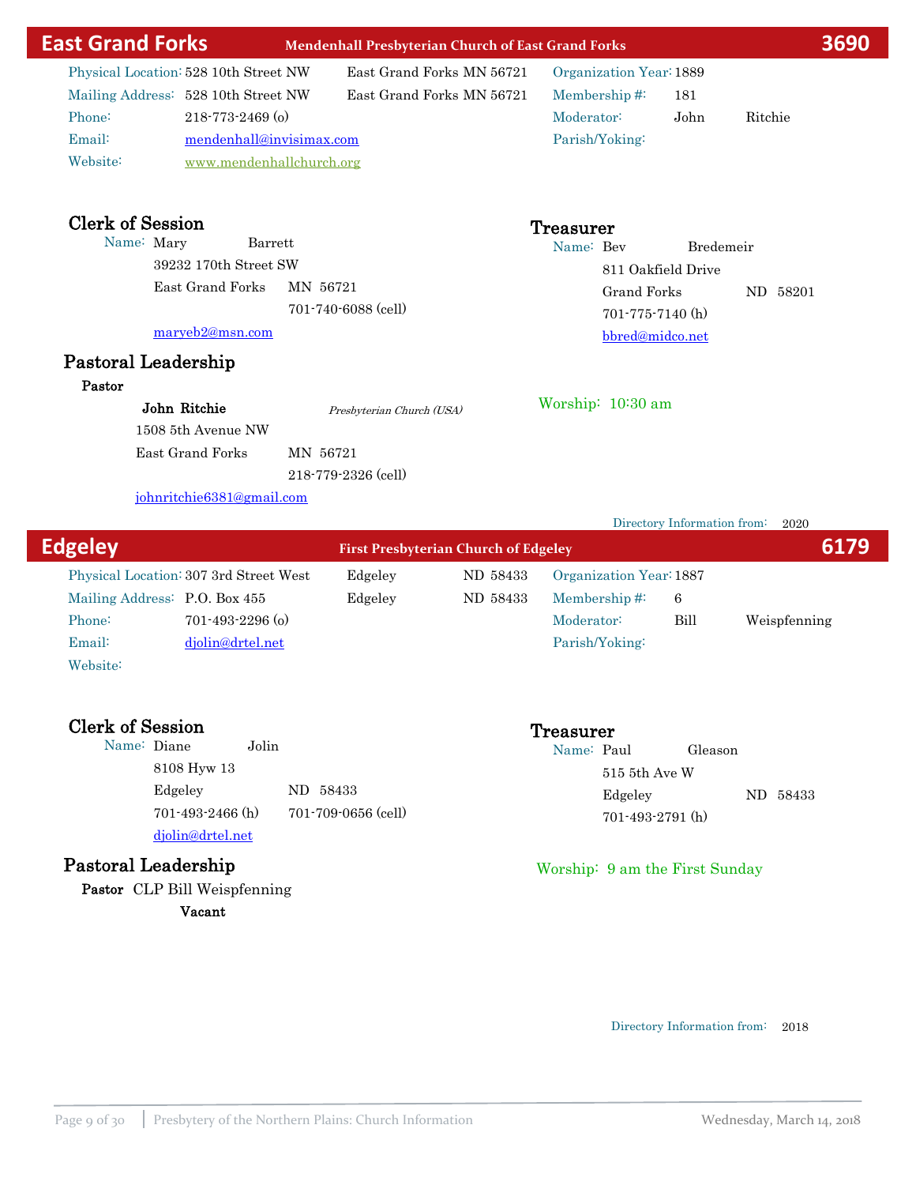## East Grand Forks — Mendenhall Presbyterian Church of East Grand Forks — 3690

Physical Location: 528 10th Street NW East Grand Forks MN 56721
Mailing Address: 528 10th Street NW East Grand Forks MN 56721
Phone: 218-773-2469 (o)
Email: mendenhall@invisimax.com
Website: www.mendenhallchurch.org

Organization Year: 1889
Membership #: 181
Moderator: John Ritchie
Parish/Yoking:

### Clerk of Session

Name: Mary Barrett
39232 170th Street SW
East Grand Forks MN 56721
701-740-6088 (cell)
maryeb2@msn.com

### Treasurer

Name: Bev Bredemeir
811 Oakfield Drive
Grand Forks ND 58201
701-775-7140 (h)
bbred@midco.net

### Pastoral Leadership

**Pastor**

**John Ritchie** *Presbyterian Church (USA)*
1508 5th Avenue NW
East Grand Forks MN 56721
218-779-2326 (cell)
johnritchie6381@gmail.com

Worship: 10:30 am

Directory Information from: 2020

## Edgeley — First Presbyterian Church of Edgeley — 6179

Physical Location: 307 3rd Street West Edgeley ND 58433
Mailing Address: P.O. Box 455 Edgeley ND 58433
Phone: 701-493-2296 (o)
Email: djolin@drtel.net
Website:

Organization Year: 1887
Membership #: 6
Moderator: Bill Weispfenning
Parish/Yoking:

### Clerk of Session

Name: Diane Jolin
8108 Hyw 13
Edgeley ND 58433
701-493-2466 (h) 701-709-0656 (cell)
djolin@drtel.net

### Treasurer

Name: Paul Gleason
515 5th Ave W
Edgeley ND 58433
701-493-2791 (h)

### Pastoral Leadership

**Pastor** CLP Bill Weispfenning

**Vacant**

Worship: 9 am the First Sunday

Directory Information from: 2018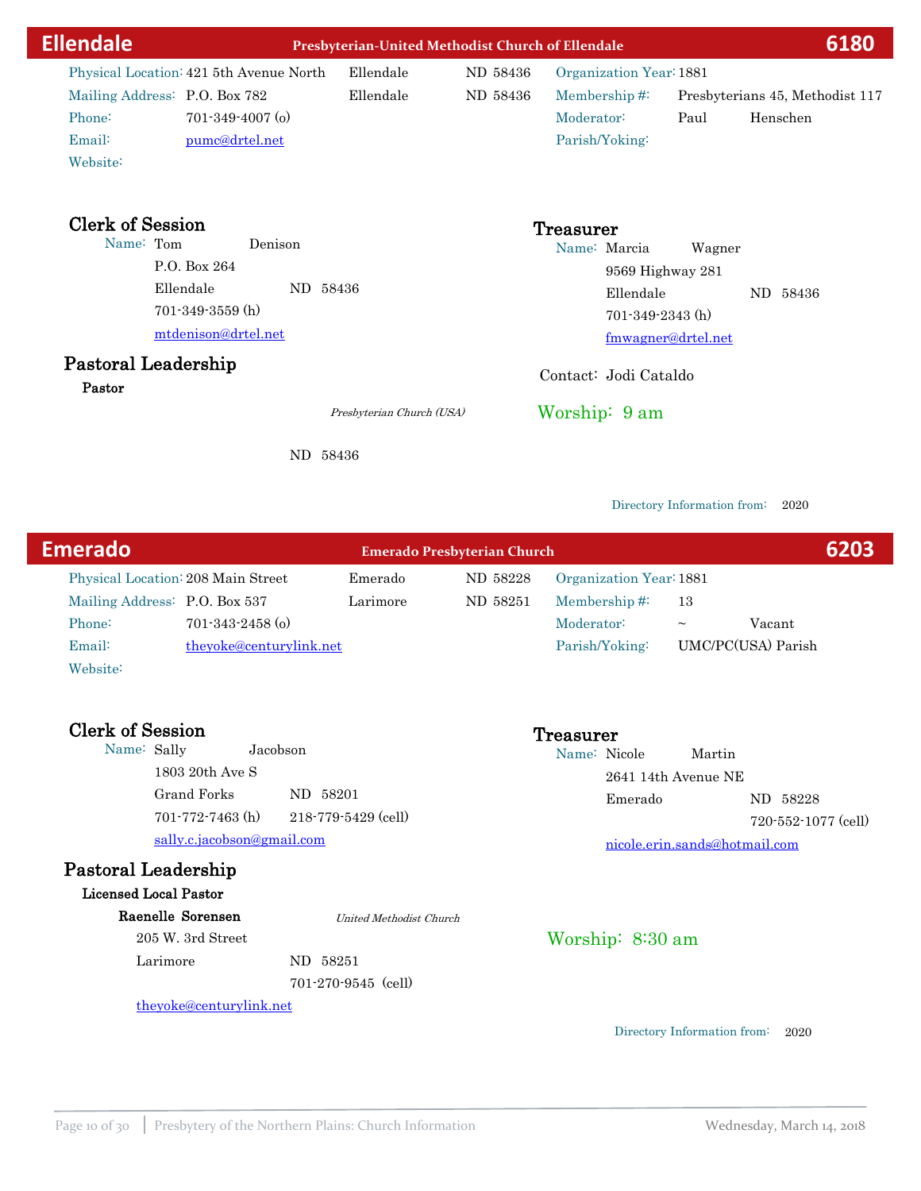## Ellendale — Presbyterian-United Methodist Church of Ellendale — 6180

Physical Location: 421 5th Avenue North, Ellendale, ND 58436
Mailing Address: P.O. Box 782, Ellendale, ND 58436
Phone: 701-349-4007 (o)
Email: pumc@drtel.net
Website:

Organization Year: 1881
Membership #: Presbyterians 45, Methodist 117
Moderator: Paul Henschen
Parish/Yoking:

### Clerk of Session

Name: Tom Denison
P.O. Box 264
Ellendale ND 58436
701-349-3559 (h)
mtdenison@drtel.net

### Treasurer

Name: Marcia Wagner
9569 Highway 281
Ellendale ND 58436
701-349-2343 (h)
fmwagner@drtel.net

### Pastoral Leadership

**Pastor**

*Presbyterian Church (USA)*

ND 58436

Contact: Jodi Cataldo

Worship: 9 am

Directory Information from: 2020

## Emerado — Emerado Presbyterian Church — 6203

Physical Location: 208 Main Street, Emerado, ND 58228
Mailing Address: P.O. Box 537, Larimore, ND 58251
Phone: 701-343-2458 (o)
Email: theyoke@centurylink.net
Website:

Organization Year: 1881
Membership #: 13
Moderator: ~ Vacant
Parish/Yoking: UMC/PC(USA) Parish

### Clerk of Session

Name: Sally Jacobson
1803 20th Ave S
Grand Forks ND 58201
701-772-7463 (h) 218-779-5429 (cell)
sally.c.jacobson@gmail.com

### Treasurer

Name: Nicole Martin
2641 14th Avenue NE
Emerado ND 58228
720-552-1077 (cell)
nicole.erin.sands@hotmail.com

### Pastoral Leadership

**Licensed Local Pastor**

**Raenelle Sorensen** — *United Methodist Church*
205 W. 3rd Street
Larimore ND 58251
701-270-9545 (cell)
theyoke@centurylink.net

Worship: 8:30 am

Directory Information from: 2020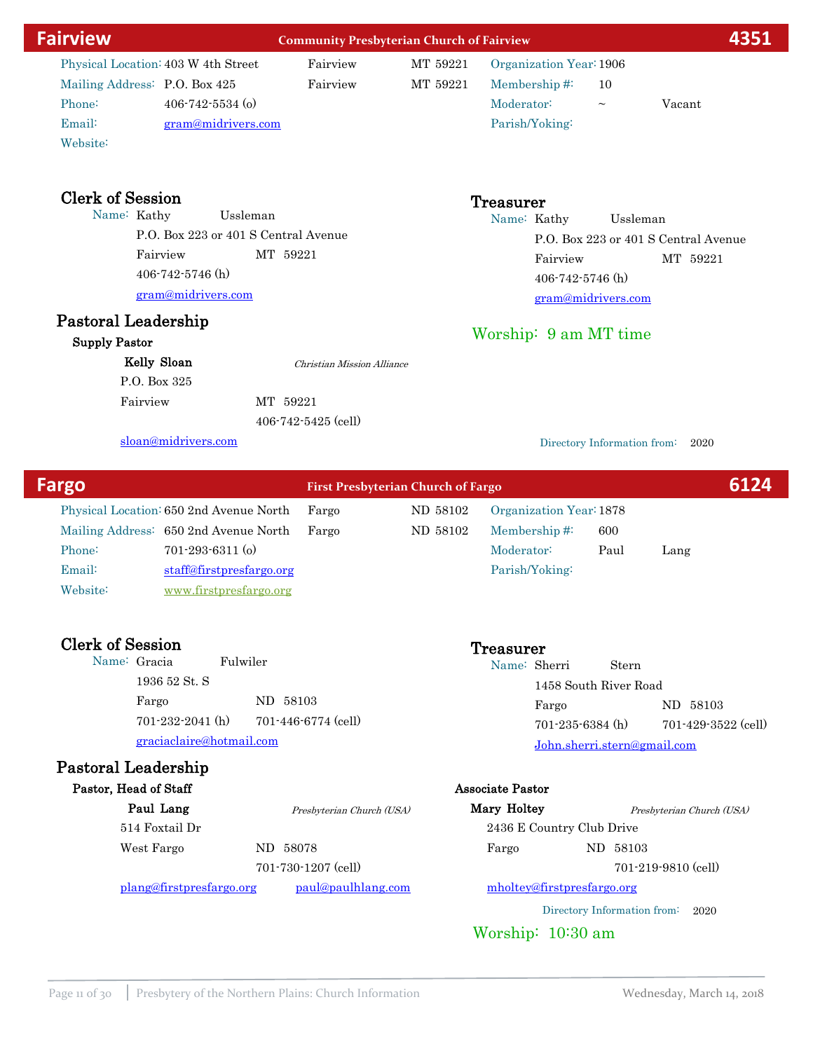## Fairview — Community Presbyterian Church of Fairview — 4351

| | | | | | |
|---|---|---|---|---|---|
| Physical Location: | 403 W 4th Street | Fairview | MT 59221 | Organization Year: | 1906 |
| Mailing Address: | P.O. Box 425 | Fairview | MT 59221 | Membership #: | 10 |
| Phone: | 406-742-5534 (o) | | | Moderator: | ~ Vacant |
| Email: | gram@midrivers.com | | | Parish/Yoking: | |
| Website: | | | | | |

### Clerk of Session

Name: Kathy Ussleman
P.O. Box 223 or 401 S Central Avenue
Fairview MT 59221
406-742-5746 (h)
gram@midrivers.com

### Treasurer

Name: Kathy Ussleman
P.O. Box 223 or 401 S Central Avenue
Fairview MT 59221
406-742-5746 (h)
gram@midrivers.com

### Pastoral Leadership

**Supply Pastor**

**Kelly Sloan** *Christian Mission Alliance*
P.O. Box 325
Fairview MT 59221
406-742-5425 (cell)
sloan@midrivers.com

Worship: 9 am MT time

Directory Information from: 2020

## Fargo — First Presbyterian Church of Fargo — 6124

| | | | | | |
|---|---|---|---|---|---|
| Physical Location: | 650 2nd Avenue North | Fargo | ND 58102 | Organization Year: | 1878 |
| Mailing Address: | 650 2nd Avenue North | Fargo | ND 58102 | Membership #: | 600 |
| Phone: | 701-293-6311 (o) | | | Moderator: | Paul Lang |
| Email: | staff@firstpresfargo.org | | | Parish/Yoking: | |
| Website: | www.firstpresfargo.org | | | | |

### Clerk of Session

Name: Gracia Fulwiler
1936 52 St. S
Fargo ND 58103
701-232-2041 (h) 701-446-6774 (cell)
graciaclaire@hotmail.com

### Treasurer

Name: Sherri Stern
1458 South River Road
Fargo ND 58103
701-235-6384 (h) 701-429-3522 (cell)
John.sherri.stern@gmail.com

### Pastoral Leadership

**Pastor, Head of Staff**

**Paul Lang** *Presbyterian Church (USA)*
514 Foxtail Dr
West Fargo ND 58078
701-730-1207 (cell)
plang@firstpresfargo.org paul@paulhlang.com

**Associate Pastor**

**Mary Holtey** *Presbyterian Church (USA)*
2436 E Country Club Drive
Fargo ND 58103
701-219-9810 (cell)
mholtey@firstpresfargo.org

Directory Information from: 2020

Worship: 10:30 am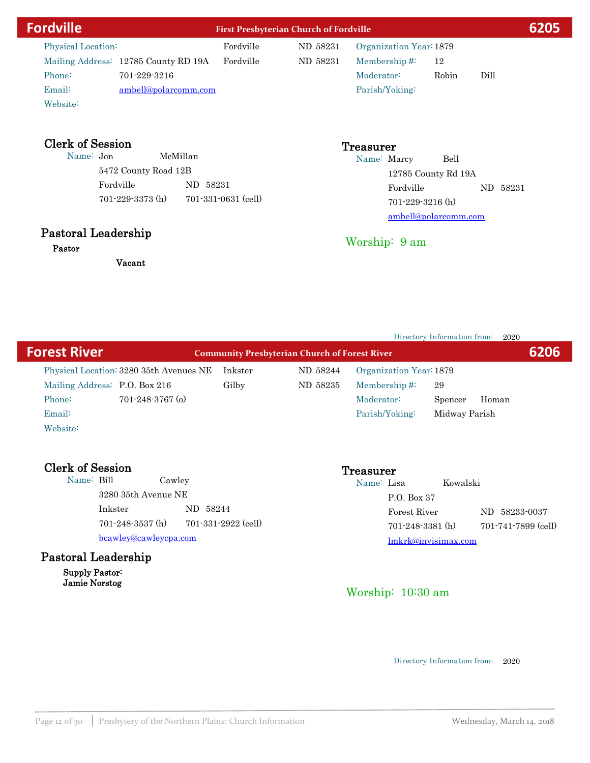## Fordville — First Presbyterian Church of Fordville — 6205

| | | | | | |
|---|---|---|---|---|---|
| Physical Location: | | Fordville | ND 58231 | Organization Year: | 1879 |
| Mailing Address: | 12785 County RD 19A | Fordville | ND 58231 | Membership #: | 12 |
| Phone: | 701-229-3216 | | | Moderator: | Robin Dill |
| Email: | ambell@polarcomm.com | | | Parish/Yoking: | |
| Website: | | | | | |

### Clerk of Session

Name: Jon McMillan
5472 County Road 12B
Fordville ND 58231
701-229-3373 (h) 701-331-0631 (cell)

### Treasurer

Name: Marcy Bell
12785 County Rd 19A
Fordville ND 58231
701-229-3216 (h)
ambell@polarcomm.com

### Pastoral Leadership

**Pastor**

**Vacant**

Worship: 9 am

Directory Information from: 2020

## Forest River — Community Presbyterian Church of Forest River — 6206

| | | | | | |
|---|---|---|---|---|---|
| Physical Location: | 3280 35th Avenues NE | Inkster | ND 58244 | Organization Year: | 1879 |
| Mailing Address: | P.O. Box 216 | Gilby | ND 58235 | Membership #: | 29 |
| Phone: | 701-248-3767 (o) | | | Moderator: | Spencer Homan |
| Email: | | | | Parish/Yoking: | Midway Parish |
| Website: | | | | | |

### Clerk of Session

Name: Bill Cawley
3280 35th Avenue NE
Inkster ND 58244
701-248-3537 (h) 701-331-2922 (cell)
bcawley@cawleycpa.com

### Treasurer

Name: Lisa Kowalski
P.O. Box 37
Forest River ND 58233-0037
701-248-3381 (h) 701-741-7899 (cell)
lmkrk@invisimax.com

### Pastoral Leadership

**Supply Pastor:**
**Jamie Norstog**

Worship: 10:30 am

Directory Information from: 2020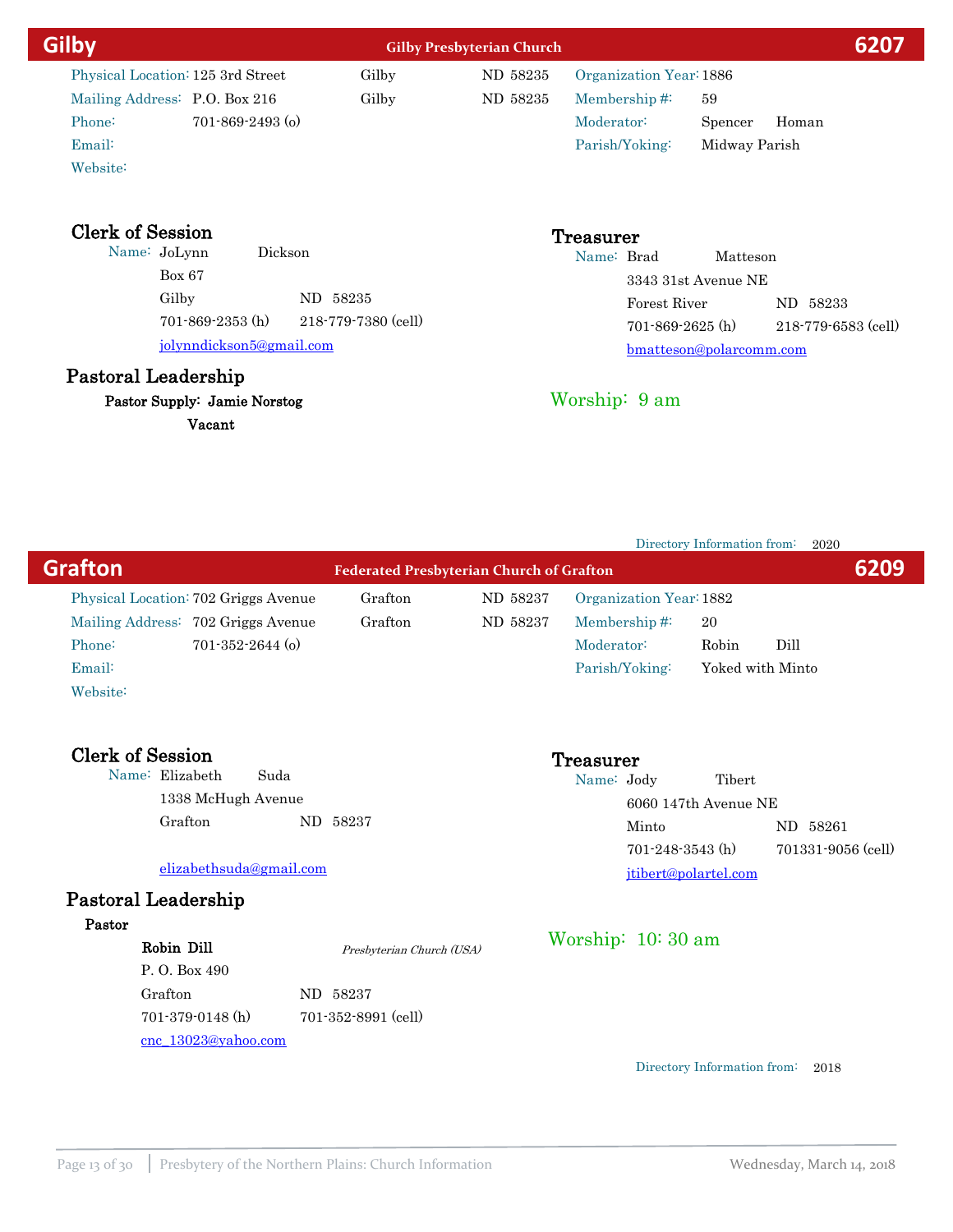## Gilby — Gilby Presbyterian Church — 6207

Physical Location: 125 3rd Street Gilby ND 58235
Mailing Address: P.O. Box 216 Gilby ND 58235
Phone: 701-869-2493 (o)
Email:
Website:

Organization Year: 1886
Membership #: 59
Moderator: Spencer Homan
Parish/Yoking: Midway Parish

### Clerk of Session

Name: JoLynn Dickson
Box 67
Gilby ND 58235
701-869-2353 (h) 218-779-7380 (cell)
jolynndickson5@gmail.com

### Treasurer

Name: Brad Matteson
3343 31st Avenue NE
Forest River ND 58233
701-869-2625 (h) 218-779-6583 (cell)
bmatteson@polarcomm.com

### Pastoral Leadership

**Pastor Supply: Jamie Norstog**

**Vacant**

Worship: 9 am

Directory Information from: 2020

## Grafton — Federated Presbyterian Church of Grafton — 6209

Physical Location: 702 Griggs Avenue Grafton ND 58237
Mailing Address: 702 Griggs Avenue Grafton ND 58237
Phone: 701-352-2644 (o)
Email:
Website:

Organization Year: 1882
Membership #: 20
Moderator: Robin Dill
Parish/Yoking: Yoked with Minto

### Clerk of Session

Name: Elizabeth Suda
1338 McHugh Avenue
Grafton ND 58237

elizabethsuda@gmail.com

### Treasurer

Name: Jody Tibert
6060 147th Avenue NE
Minto ND 58261
701-248-3543 (h) 701331-9056 (cell)
jtibert@polartel.com

### Pastoral Leadership

**Pastor**

**Robin Dill** *Presbyterian Church (USA)*
P. O. Box 490
Grafton ND 58237
701-379-0148 (h) 701-352-8991 (cell)
cnc_13023@yahoo.com

Worship: 10: 30 am

Directory Information from: 2018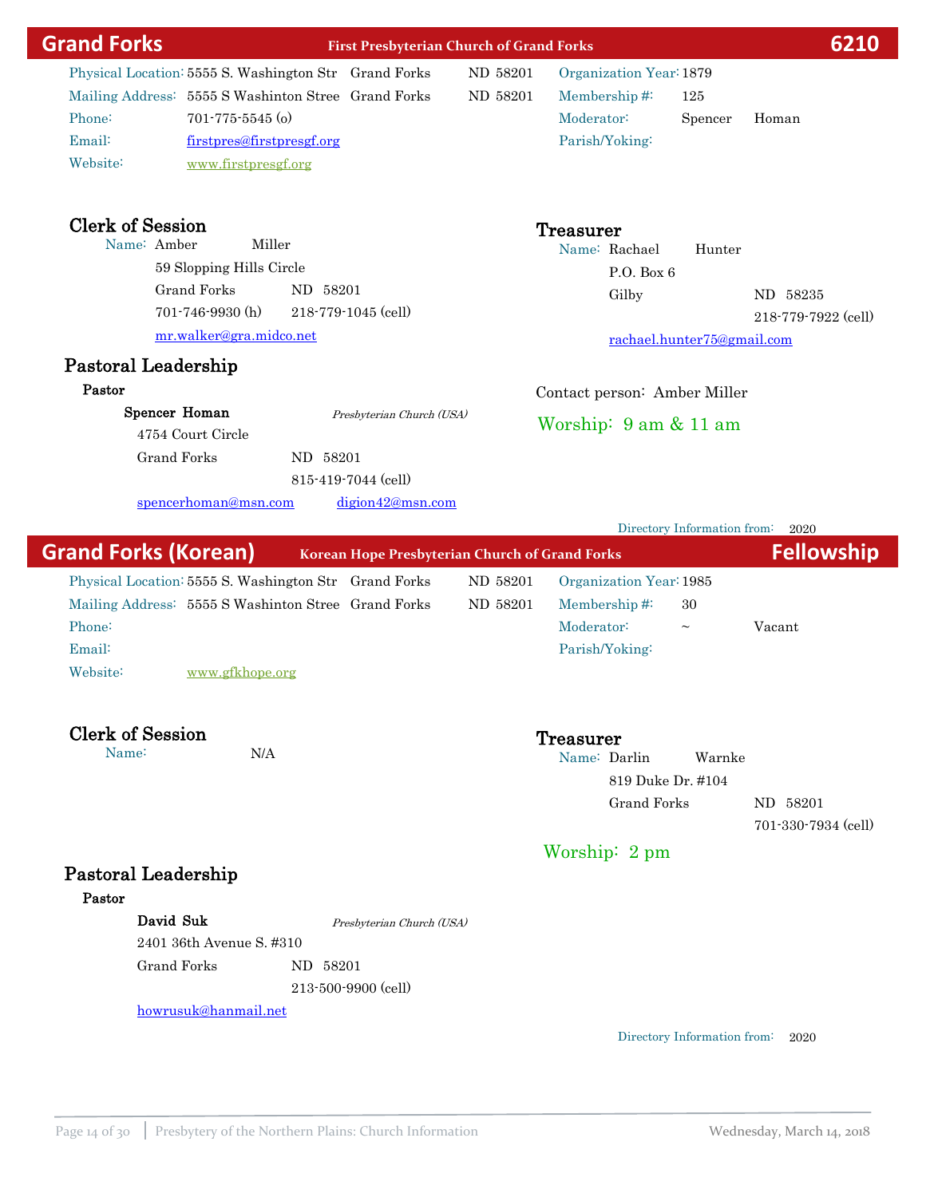## Grand Forks — First Presbyterian Church of Grand Forks — 6210

| | | | | | |
|---|---|---|---|---|---|
| Physical Location: | 5555 S. Washington Str | Grand Forks | ND 58201 | Organization Year: | 1879 |
| Mailing Address: | 5555 S Washinton Stree | Grand Forks | ND 58201 | Membership #: | 125 |
| Phone: | 701-775-5545 (o) | | | Moderator: | Spencer Homan |
| Email: | firstpres@firstpresgf.org | | | Parish/Yoking: | |
| Website: | www.firstpresgf.org | | | | |

### Clerk of Session

Name: Amber Miller
59 Slopping Hills Circle
Grand Forks ND 58201
701-746-9930 (h) 218-779-1045 (cell)
mr.walker@gra.midco.net

### Treasurer

Name: Rachael Hunter
P.O. Box 6
Gilby ND 58235
218-779-7922 (cell)
rachael.hunter75@gmail.com

### Pastoral Leadership

**Pastor**

**Spencer Homan** *Presbyterian Church (USA)*
4754 Court Circle
Grand Forks ND 58201
815-419-7044 (cell)
spencerhoman@msn.com digion42@msn.com

Contact person: Amber Miller

Worship: 9 am & 11 am

Directory Information from: 2020

## Grand Forks (Korean) — Korean Hope Presbyterian Church of Grand Forks — Fellowship

| | | | | | |
|---|---|---|---|---|---|
| Physical Location: | 5555 S. Washington Str | Grand Forks | ND 58201 | Organization Year: | 1985 |
| Mailing Address: | 5555 S Washinton Stree | Grand Forks | ND 58201 | Membership #: | 30 |
| Phone: | | | | Moderator: | ~ Vacant |
| Email: | | | | Parish/Yoking: | |
| Website: | www.gfkhope.org | | | | |

### Clerk of Session

Name: N/A

### Treasurer

Name: Darlin Warnke
819 Duke Dr. #104
Grand Forks ND 58201
701-330-7934 (cell)

Worship: 2 pm

### Pastoral Leadership

**Pastor**

**David Suk** *Presbyterian Church (USA)*
2401 36th Avenue S. #310
Grand Forks ND 58201
213-500-9900 (cell)
howrusuk@hanmail.net

Directory Information from: 2020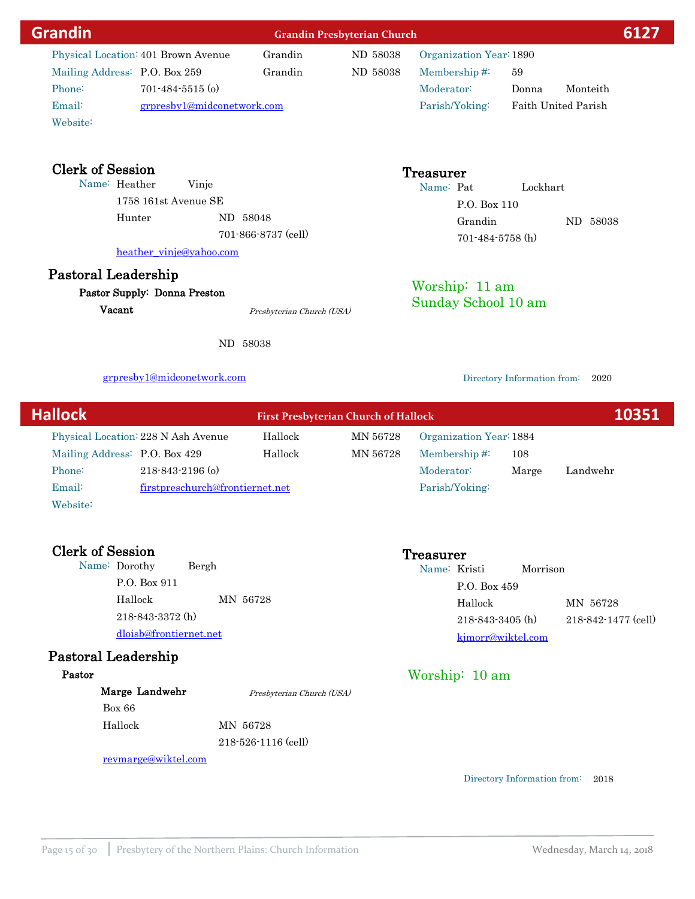## Grandin — Grandin Presbyterian Church — 6127

| | | | |
|---|---|---|---|
| Physical Location: | 401 Brown Avenue | Grandin | ND 58038 |
| Mailing Address: | P.O. Box 259 | Grandin | ND 58038 |
| Phone: | 701-484-5515 (o) | | |
| Email: | grpresby1@midconetwork.com | | |
| Website: | | | |

Organization Year: 1890
Membership #: 59
Moderator: Donna Monteith
Parish/Yoking: Faith United Parish

### Clerk of Session

Name: Heather Vinje
1758 161st Avenue SE
Hunter ND 58048
701-866-8737 (cell)
heather_vinje@yahoo.com

### Treasurer

Name: Pat Lockhart
P.O. Box 110
Grandin ND 58038
701-484-5758 (h)

### Pastoral Leadership

**Pastor Supply: Donna Preston**

**Vacant** *Presbyterian Church (USA)*

ND 58038

grpresby1@midconetwork.com

Worship: 11 am
Sunday School 10 am

Directory Information from: 2020

## Hallock — First Presbyterian Church of Hallock — 10351

| | | | |
|---|---|---|---|
| Physical Location: | 228 N Ash Avenue | Hallock | MN 56728 |
| Mailing Address: | P.O. Box 429 | Hallock | MN 56728 |
| Phone: | 218-843-2196 (o) | | |
| Email: | firstpreschurch@frontiernet.net | | |
| Website: | | | |

Organization Year: 1884
Membership #: 108
Moderator: Marge Landwehr
Parish/Yoking:

### Clerk of Session

Name: Dorothy Bergh
P.O. Box 911
Hallock MN 56728
218-843-3372 (h)
dloisb@frontiernet.net

### Treasurer

Name: Kristi Morrison
P.O. Box 459
Hallock MN 56728
218-843-3405 (h) 218-842-1477 (cell)
kjmorr@wiktel.com

### Pastoral Leadership

**Pastor**

**Marge Landwehr** *Presbyterian Church (USA)*
Box 66
Hallock MN 56728
218-526-1116 (cell)
revmarge@wiktel.com

Worship: 10 am

Directory Information from: 2018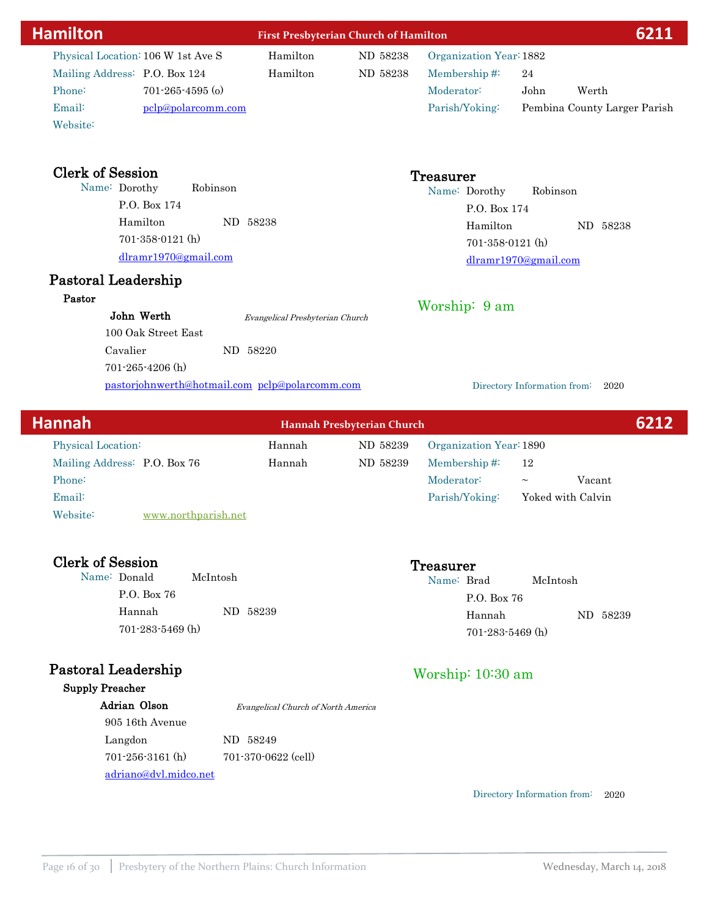## Hamilton — First Presbyterian Church of Hamilton — 6211

| | | | | | |
|---|---|---|---|---|---|
| Physical Location: | 106 W 1st Ave S | Hamilton | ND 58238 | Organization Year: | 1882 |
| Mailing Address: | P.O. Box 124 | Hamilton | ND 58238 | Membership #: | 24 |
| Phone: | 701-265-4595 (o) | | | Moderator: | John Werth |
| Email: | pclp@polarcomm.com | | | Parish/Yoking: | Pembina County Larger Parish |
| Website: | | | | | |

### Clerk of Session

Name: Dorothy Robinson
P.O. Box 174
Hamilton ND 58238
701-358-0121 (h)
dlramr1970@gmail.com

### Treasurer

Name: Dorothy Robinson
P.O. Box 174
Hamilton ND 58238
701-358-0121 (h)
dlramr1970@gmail.com

### Pastoral Leadership

**Pastor**

**John Werth** *Evangelical Presbyterian Church*
100 Oak Street East
Cavalier ND 58220
701-265-4206 (h)
pastorjohnwerth@hotmail.com pclp@polarcomm.com

Worship: 9 am

Directory Information from: 2020

## Hannah — Hannah Presbyterian Church — 6212

| | | | | | |
|---|---|---|---|---|---|
| Physical Location: | | Hannah | ND 58239 | Organization Year: | 1890 |
| Mailing Address: | P.O. Box 76 | Hannah | ND 58239 | Membership #: | 12 |
| Phone: | | | | Moderator: | ~ Vacant |
| Email: | | | | Parish/Yoking: | Yoked with Calvin |
| Website: | www.northparish.net | | | | |

### Clerk of Session

Name: Donald McIntosh
P.O. Box 76
Hannah ND 58239
701-283-5469 (h)

### Treasurer

Name: Brad McIntosh
P.O. Box 76
Hannah ND 58239
701-283-5469 (h)

### Pastoral Leadership

**Supply Preacher**

**Adrian Olson** *Evangelical Church of North America*
905 16th Avenue
Langdon ND 58249
701-256-3161 (h) 701-370-0622 (cell)
adriano@dvl.midco.net

Worship: 10:30 am

Directory Information from: 2020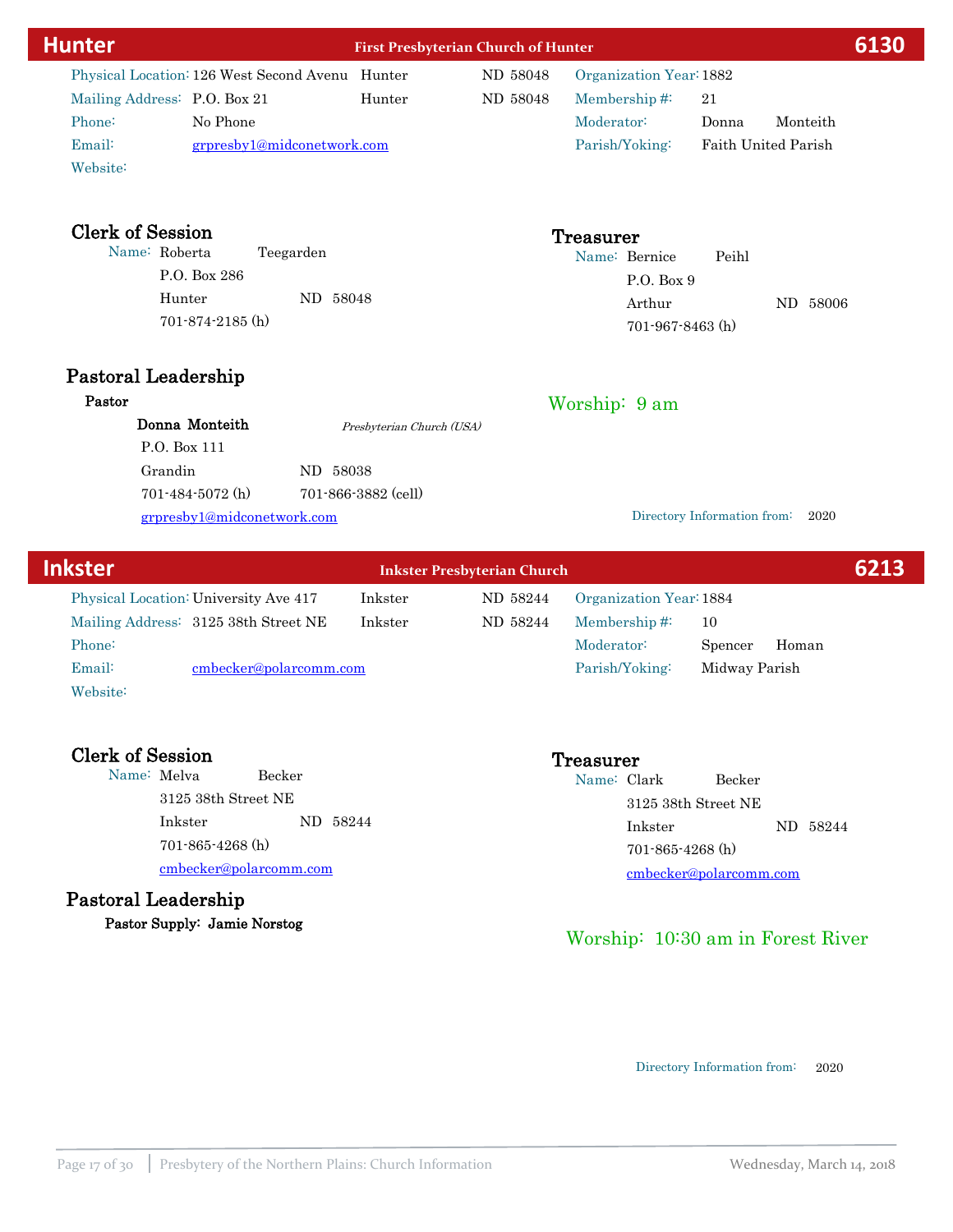## Hunter — First Presbyterian Church of Hunter — 6130

| | | | | | |
|---|---|---|---|---|---|
| Physical Location: | 126 West Second Avenu | Hunter | ND 58048 | Organization Year: | 1882 |
| Mailing Address: | P.O. Box 21 | Hunter | ND 58048 | Membership #: | 21 |
| Phone: | No Phone | | | Moderator: | Donna Monteith |
| Email: | grpresby1@midconetwork.com | | | Parish/Yoking: | Faith United Parish |
| Website: | | | | | |

### Clerk of Session

Name: Roberta Teegarden
P.O. Box 286
Hunter ND 58048
701-874-2185 (h)

### Treasurer

Name: Bernice Peihl
P.O. Box 9
Arthur ND 58006
701-967-8463 (h)

### Pastoral Leadership

**Pastor**

**Donna Monteith** *Presbyterian Church (USA)*
P.O. Box 111
Grandin ND 58038
701-484-5072 (h) 701-866-3882 (cell)
grpresby1@midconetwork.com

Worship: 9 am

Directory Information from: 2020

## Inkster — Inkster Presbyterian Church — 6213

| | | | | | |
|---|---|---|---|---|---|
| Physical Location: | University Ave 417 | Inkster | ND 58244 | Organization Year: | 1884 |
| Mailing Address: | 3125 38th Street NE | Inkster | ND 58244 | Membership #: | 10 |
| Phone: | | | | Moderator: | Spencer Homan |
| Email: | cmbecker@polarcomm.com | | | Parish/Yoking: | Midway Parish |
| Website: | | | | | |

### Clerk of Session

Name: Melva Becker
3125 38th Street NE
Inkster ND 58244
701-865-4268 (h)
cmbecker@polarcomm.com

### Treasurer

Name: Clark Becker
3125 38th Street NE
Inkster ND 58244
701-865-4268 (h)
cmbecker@polarcomm.com

### Pastoral Leadership

**Pastor Supply: Jamie Norstog**

Worship: 10:30 am in Forest River

Directory Information from: 2020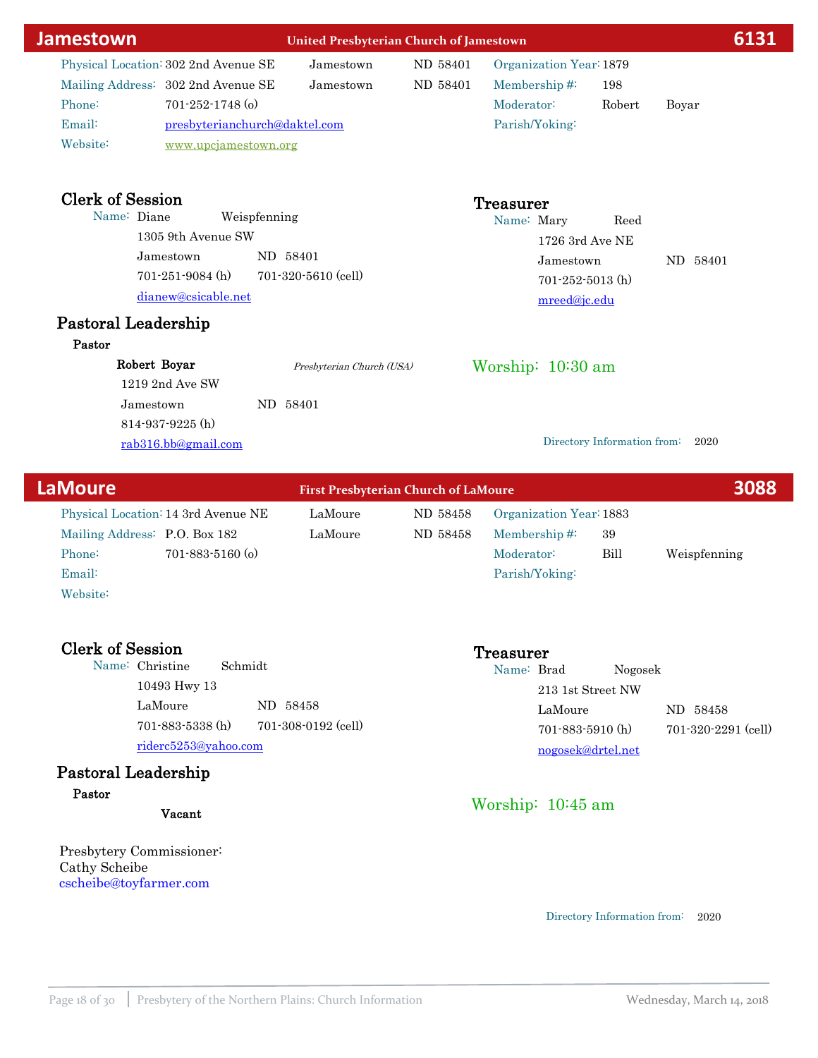## Jamestown — United Presbyterian Church of Jamestown — 6131

| | | | |
|---|---|---|---|
| Physical Location: | 302 2nd Avenue SE | Jamestown | ND 58401 |
| Mailing Address: | 302 2nd Avenue SE | Jamestown | ND 58401 |
| Phone: | 701-252-1748 (o) | | |
| Email: | presbyterianchurch@daktel.com | | |
| Website: | www.upcjamestown.org | | |

Organization Year: 1879
Membership #: 198
Moderator: Robert Boyar
Parish/Yoking:

### Clerk of Session

Name: Diane Weispfenning
1305 9th Avenue SW
Jamestown ND 58401
701-251-9084 (h) 701-320-5610 (cell)
dianew@csicable.net

### Treasurer

Name: Mary Reed
1726 3rd Ave NE
Jamestown ND 58401
701-252-5013 (h)
mreed@jc.edu

### Pastoral Leadership

**Pastor**

**Robert Boyar** *Presbyterian Church (USA)*
1219 2nd Ave SW
Jamestown ND 58401
814-937-9225 (h)
rab316.bb@gmail.com

Worship: 10:30 am

Directory Information from: 2020

## LaMoure — First Presbyterian Church of LaMoure — 3088

| | | | |
|---|---|---|---|
| Physical Location: | 14 3rd Avenue NE | LaMoure | ND 58458 |
| Mailing Address: | P.O. Box 182 | LaMoure | ND 58458 |
| Phone: | 701-883-5160 (o) | | |
| Email: | | | |
| Website: | | | |

Organization Year: 1883
Membership #: 39
Moderator: Bill Weispfenning
Parish/Yoking:

### Clerk of Session

Name: Christine Schmidt
10493 Hwy 13
LaMoure ND 58458
701-883-5338 (h) 701-308-0192 (cell)
riderc5253@yahoo.com

### Treasurer

Name: Brad Nogosek
213 1st Street NW
LaMoure ND 58458
701-883-5910 (h) 701-320-2291 (cell)
nogosek@drtel.net

### Pastoral Leadership

**Pastor**

**Vacant**

Presbytery Commissioner:
Cathy Scheibe
cscheibe@toyfarmer.com

Worship: 10:45 am

Directory Information from: 2020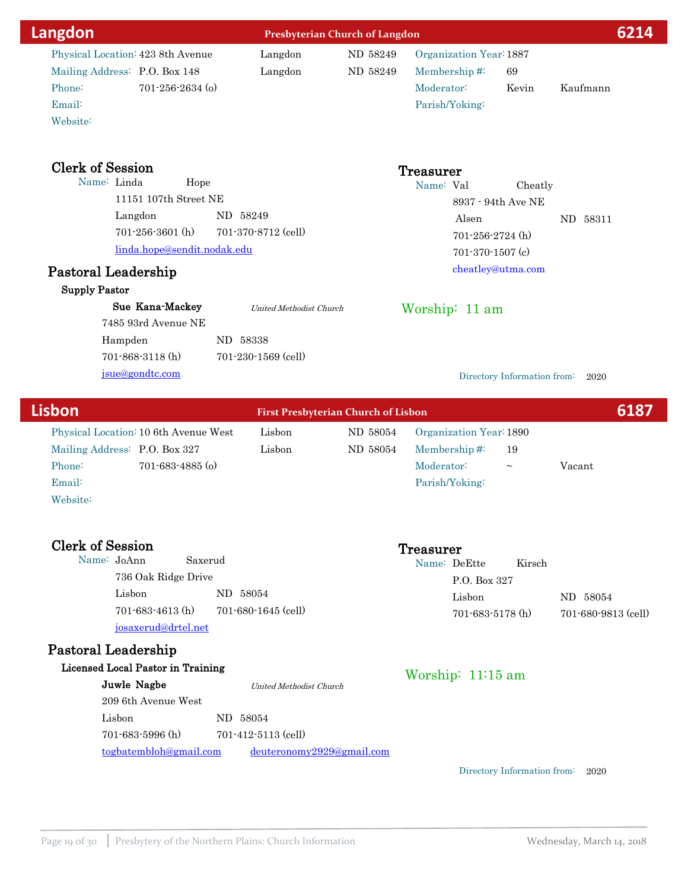## Langdon — Presbyterian Church of Langdon — 6214

| | | | | |
|---|---|---|---|---|
| Physical Location: | 423 8th Avenue | Langdon | ND 58249 | Organization Year: 1887 |
| Mailing Address: | P.O. Box 148 | Langdon | ND 58249 | Membership #: 69 |
| Phone: | 701-256-2634 (o) | | | Moderator: Kevin Kaufmann |
| Email: | | | | Parish/Yoking: |
| Website: | | | | |

### Clerk of Session

Name: Linda Hope
11151 107th Street NE
Langdon ND 58249
701-256-3601 (h) 701-370-8712 (cell)
linda.hope@sendit.nodak.edu

### Treasurer

Name: Val Cheatly
8937 - 94th Ave NE
Alsen ND 58311
701-256-2724 (h)
701-370-1507 (c)
cheatley@utma.com

### Pastoral Leadership

**Supply Pastor**

**Sue Kana-Mackey** *United Methodist Church*
7485 93rd Avenue NE
Hampden ND 58338
701-868-3118 (h) 701-230-1569 (cell)
jsue@gondtc.com

Worship: 11 am

Directory Information from: 2020

## Lisbon — First Presbyterian Church of Lisbon — 6187

| | | | | |
|---|---|---|---|---|
| Physical Location: | 10 6th Avenue West | Lisbon | ND 58054 | Organization Year: 1890 |
| Mailing Address: | P.O. Box 327 | Lisbon | ND 58054 | Membership #: 19 |
| Phone: | 701-683-4885 (o) | | | Moderator: ~ Vacant |
| Email: | | | | Parish/Yoking: |
| Website: | | | | |

### Clerk of Session

Name: JoAnn Saxerud
736 Oak Ridge Drive
Lisbon ND 58054
701-683-4613 (h) 701-680-1645 (cell)
josaxerud@drtel.net

### Treasurer

Name: DeEtte Kirsch
P.O. Box 327
Lisbon ND 58054
701-683-5178 (h) 701-680-9813 (cell)

### Pastoral Leadership

**Licensed Local Pastor in Training**

**Juwle Nagbe** *United Methodist Church*
209 6th Avenue West
Lisbon ND 58054
701-683-5996 (h) 701-412-5113 (cell)
togbatembloh@gmail.com deuteronomy2929@gmail.com

Worship: 11:15 am

Directory Information from: 2020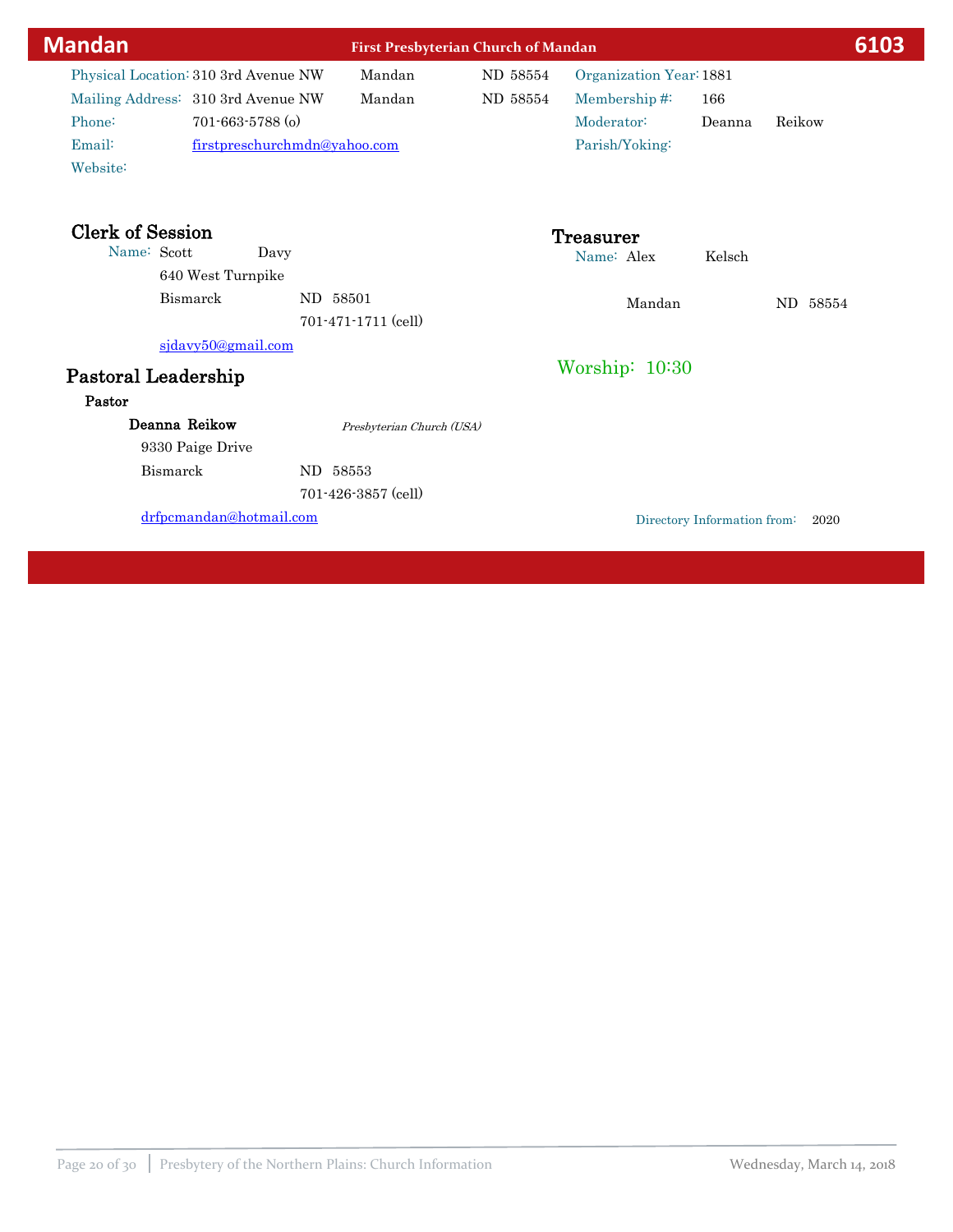# Mandan — First Presbyterian Church of Mandan — 6103

Physical Location: 310 3rd Avenue NW Mandan ND 58554

Mailing Address: 310 3rd Avenue NW Mandan ND 58554

Phone: 701-663-5788 (o)

Email: firstpreschurchmdn@yahoo.com

Website:

Organization Year: 1881

Membership #: 166

Moderator: Deanna Reikow

Parish/Yoking:

## Clerk of Session

Name: Scott Davy
640 West Turnpike
Bismarck ND 58501
701-471-1711 (cell)
sjdavy50@gmail.com

## Treasurer

Name: Alex Kelsch

Mandan ND 58554

Worship: 10:30

## Pastoral Leadership

**Pastor**

**Deanna Reikow** *Presbyterian Church (USA)*
9330 Paige Drive
Bismarck ND 58553
701-426-3857 (cell)
drfpcmandan@hotmail.com

Directory Information from: 2020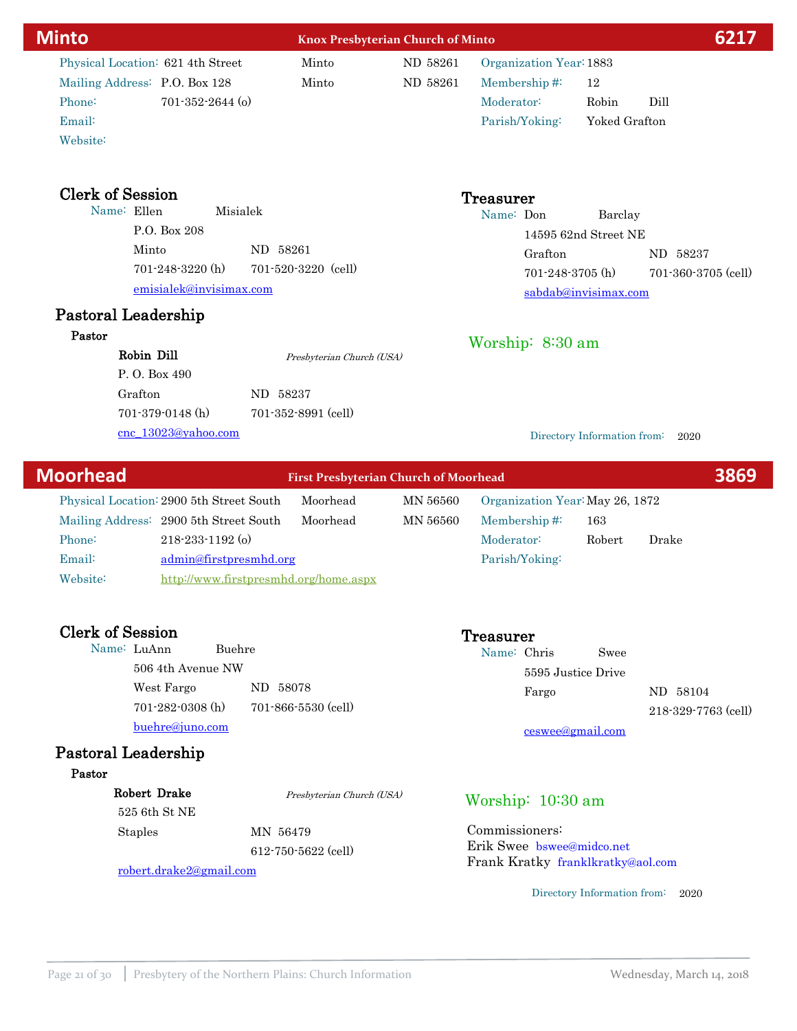## Minto — Knox Presbyterian Church of Minto — 6217

Physical Location: 621 4th Street, Minto, ND 58261
Mailing Address: P.O. Box 128, Minto, ND 58261
Phone: 701-352-2644 (o)
Email:
Website:

Organization Year: 1883
Membership #: 12
Moderator: Robin Dill
Parish/Yoking: Yoked Grafton

### Clerk of Session

Name: Ellen Misialek
P.O. Box 208
Minto ND 58261
701-248-3220 (h) 701-520-3220 (cell)
emisialek@invisimax.com

### Treasurer

Name: Don Barclay
14595 62nd Street NE
Grafton ND 58237
701-248-3705 (h) 701-360-3705 (cell)
sabdab@invisimax.com

### Pastoral Leadership

**Pastor**

**Robin Dill** *Presbyterian Church (USA)*
P. O. Box 490
Grafton ND 58237
701-379-0148 (h) 701-352-8991 (cell)
cnc_13023@yahoo.com

Worship: 8:30 am

Directory Information from: 2020

## Moorhead — First Presbyterian Church of Moorhead — 3869

Physical Location: 2900 5th Street South, Moorhead, MN 56560
Mailing Address: 2900 5th Street South, Moorhead, MN 56560
Phone: 218-233-1192 (o)
Email: admin@firstpresmhd.org
Website: http://www.firstpresmhd.org/home.aspx

Organization Year: May 26, 1872
Membership #: 163
Moderator: Robert Drake
Parish/Yoking:

### Clerk of Session

Name: LuAnn Buehre
506 4th Avenue NW
West Fargo ND 58078
701-282-0308 (h) 701-866-5530 (cell)
buehre@juno.com

### Treasurer

Name: Chris Swee
5595 Justice Drive
Fargo ND 58104
218-329-7763 (cell)
ceswee@gmail.com

### Pastoral Leadership

**Pastor**

**Robert Drake** *Presbyterian Church (USA)*
525 6th St NE
Staples MN 56479
612-750-5622 (cell)
robert.drake2@gmail.com

Worship: 10:30 am

Commissioners:
Erik Swee bswee@midco.net
Frank Kratky franklkratky@aol.com

Directory Information from: 2020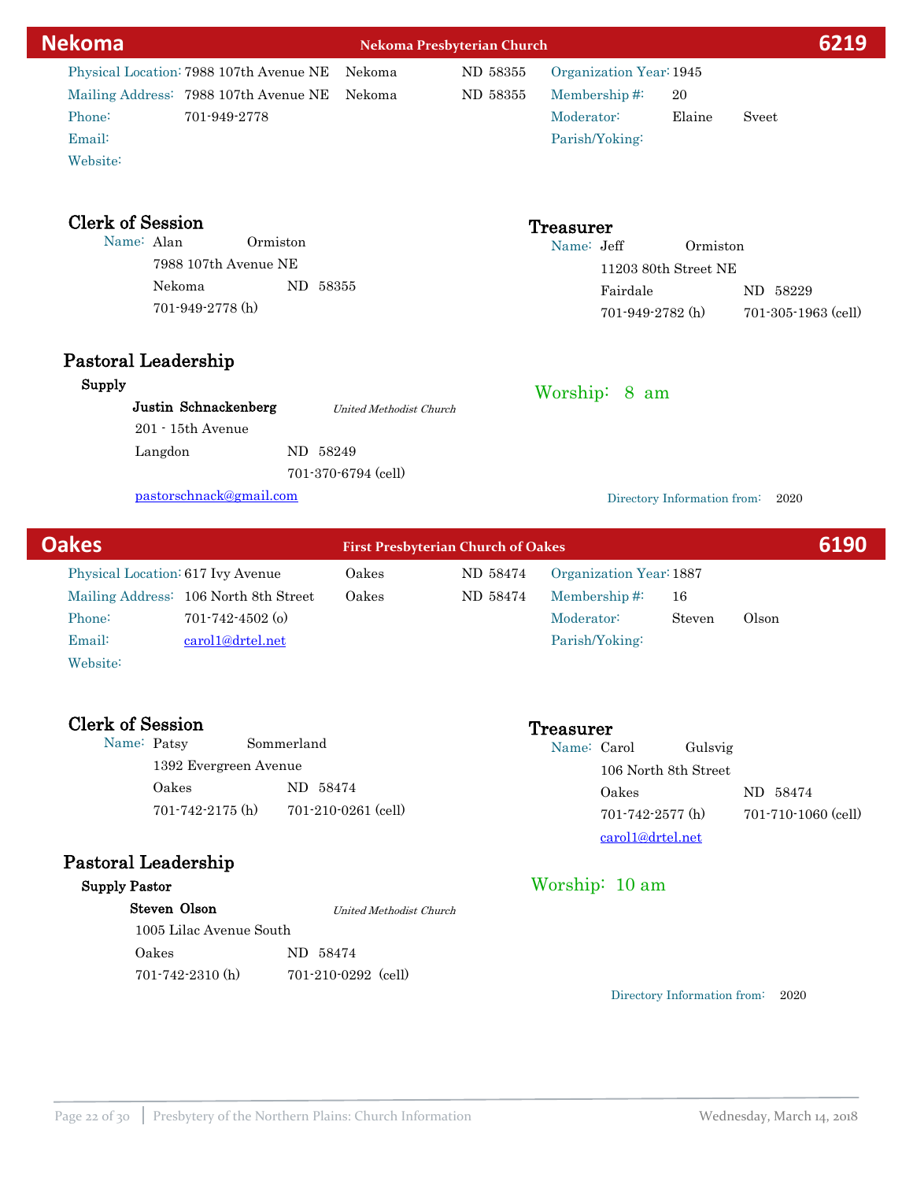## Nekoma — Nekoma Presbyterian Church — 6219

Physical Location: 7988 107th Avenue NE Nekoma ND 58355
Mailing Address: 7988 107th Avenue NE Nekoma ND 58355
Phone: 701-949-2778
Email:
Website:

Organization Year: 1945
Membership #: 20
Moderator: Elaine Sveet
Parish/Yoking:

### Clerk of Session

Name: Alan Ormiston
7988 107th Avenue NE
Nekoma ND 58355
701-949-2778 (h)

### Treasurer

Name: Jeff Ormiston
11203 80th Street NE
Fairdale ND 58229
701-949-2782 (h) 701-305-1963 (cell)

### Pastoral Leadership

**Supply**

**Justin Schnackenberg** *United Methodist Church*
201 - 15th Avenue
Langdon ND 58249
701-370-6794 (cell)
pastorschnack@gmail.com

Worship: 8 am

Directory Information from: 2020

## Oakes — First Presbyterian Church of Oakes — 6190

Physical Location: 617 Ivy Avenue Oakes ND 58474
Mailing Address: 106 North 8th Street Oakes ND 58474
Phone: 701-742-4502 (o)
Email: carol1@drtel.net
Website:

Organization Year: 1887
Membership #: 16
Moderator: Steven Olson
Parish/Yoking:

### Clerk of Session

Name: Patsy Sommerland
1392 Evergreen Avenue
Oakes ND 58474
701-742-2175 (h) 701-210-0261 (cell)

### Treasurer

Name: Carol Gulsvig
106 North 8th Street
Oakes ND 58474
701-742-2577 (h) 701-710-1060 (cell)
carol1@drtel.net

### Pastoral Leadership

**Supply Pastor**

**Steven Olson** *United Methodist Church*
1005 Lilac Avenue South
Oakes ND 58474
701-742-2310 (h) 701-210-0292 (cell)

Worship: 10 am

Directory Information from: 2020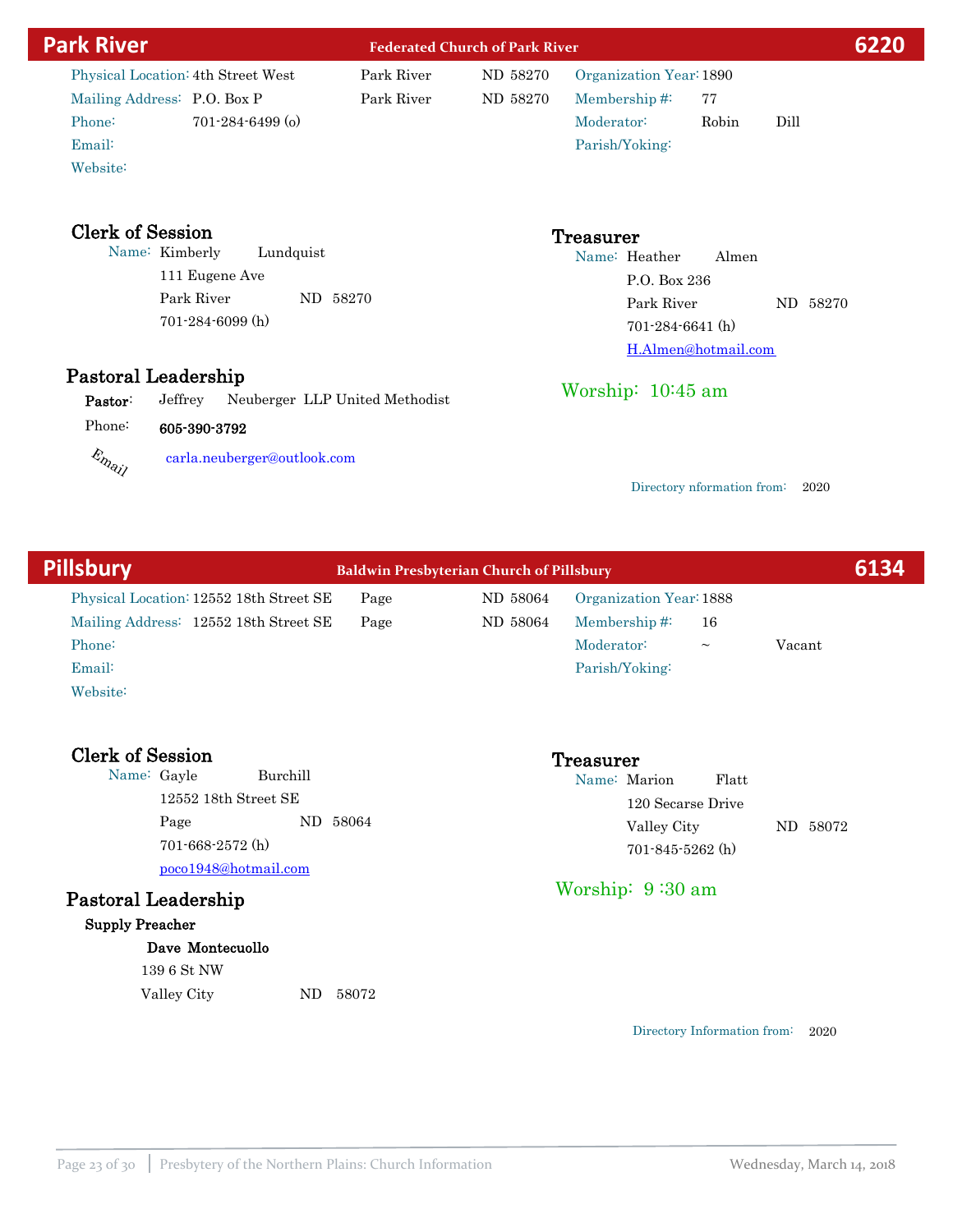## Park River — Federated Church of Park River — 6220

Physical Location: 4th Street West, Park River, ND 58270
Mailing Address: P.O. Box P, Park River, ND 58270
Phone: 701-284-6499 (o)
Email:
Website:

Organization Year: 1890
Membership #: 77
Moderator: Robin Dill
Parish/Yoking:

### Clerk of Session

Name: Kimberly Lundquist
111 Eugene Ave
Park River ND 58270
701-284-6099 (h)

### Treasurer

Name: Heather Almen
P.O. Box 236
Park River ND 58270
701-284-6641 (h)
H.Almen@hotmail.com

### Pastoral Leadership

**Pastor:** Jeffrey Neuberger LLP United Methodist
Phone: **605-390-3792**
Email: carla.neuberger@outlook.com

Worship: 10:45 am

Directory nformation from: 2020

## Pillsbury — Baldwin Presbyterian Church of Pillsbury — 6134

Physical Location: 12552 18th Street SE, Page, ND 58064
Mailing Address: 12552 18th Street SE, Page, ND 58064
Phone:
Email:
Website:

Organization Year: 1888
Membership #: 16
Moderator: ~ Vacant
Parish/Yoking:

### Clerk of Session

Name: Gayle Burchill
12552 18th Street SE
Page ND 58064
701-668-2572 (h)
poco1948@hotmail.com

### Treasurer

Name: Marion Flatt
120 Secarse Drive
Valley City ND 58072
701-845-5262 (h)

### Pastoral Leadership

**Supply Preacher**

**Dave Montecuollo**
139 6 St NW
Valley City ND 58072

Worship: 9 :30 am

Directory Information from: 2020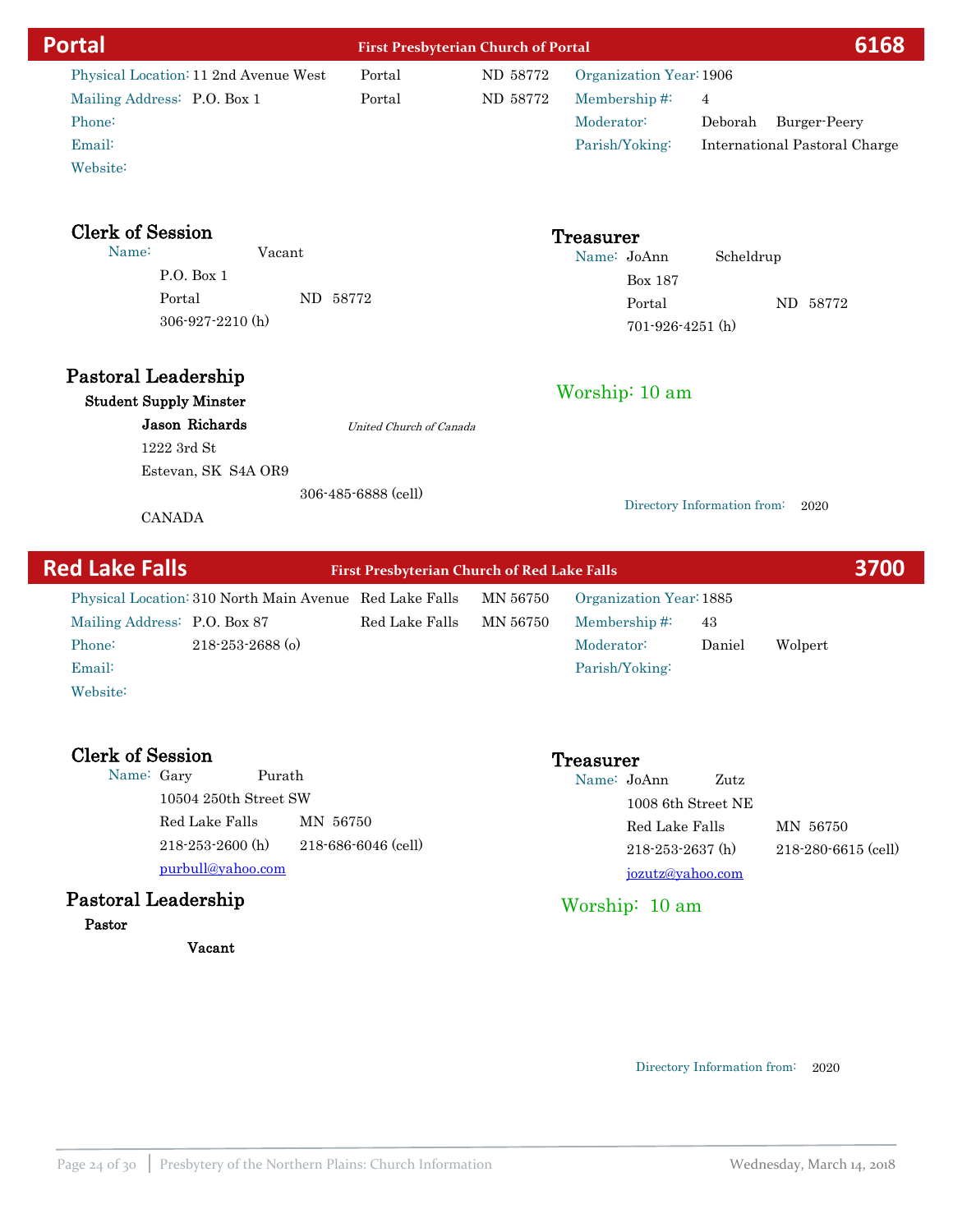## Portal — First Presbyterian Church of Portal — 6168

Physical Location: 11 2nd Avenue West, Portal, ND 58772
Mailing Address: P.O. Box 1, Portal, ND 58772
Phone:
Email:
Website:

Organization Year: 1906
Membership #: 4
Moderator: Deborah Burger-Peery
Parish/Yoking: International Pastoral Charge

### Clerk of Session
Name: Vacant
P.O. Box 1
Portal ND 58772
306-927-2210 (h)

### Treasurer
Name: JoAnn Scheldrup
Box 187
Portal ND 58772
701-926-4251 (h)

### Pastoral Leadership
**Student Supply Minster**

**Jason Richards** *United Church of Canada*
1222 3rd St
Estevan, SK S4A OR9
306-485-6888 (cell)
CANADA

Worship: 10 am

Directory Information from: 2020

## Red Lake Falls — First Presbyterian Church of Red Lake Falls — 3700

Physical Location: 310 North Main Avenue, Red Lake Falls, MN 56750
Mailing Address: P.O. Box 87, Red Lake Falls, MN 56750
Phone: 218-253-2688 (o)
Email:
Website:

Organization Year: 1885
Membership #: 43
Moderator: Daniel Wolpert
Parish/Yoking:

### Clerk of Session
Name: Gary Purath
10504 250th Street SW
Red Lake Falls MN 56750
218-253-2600 (h) 218-686-6046 (cell)
purbull@yahoo.com

### Treasurer
Name: JoAnn Zutz
1008 6th Street NE
Red Lake Falls MN 56750
218-253-2637 (h) 218-280-6615 (cell)
jozutz@yahoo.com

### Pastoral Leadership
**Pastor**

**Vacant**

Worship: 10 am

Directory Information from: 2020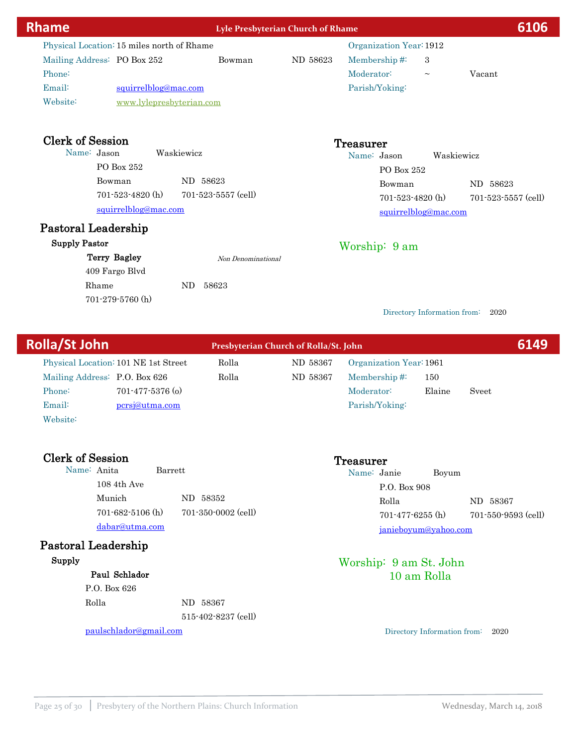## Rhame — Lyle Presbyterian Church of Rhame — 6106

Physical Location: 15 miles north of Rhame
Mailing Address: PO Box 252 Bowman ND 58623
Phone:
Email: squirrelblog@mac.com
Website: www.lylepresbyterian.com

Organization Year: 1912
Membership #: 3
Moderator: ~ Vacant
Parish/Yoking:

### Clerk of Session

Name: Jason Waskiewicz
PO Box 252
Bowman ND 58623
701-523-4820 (h) 701-523-5557 (cell)
squirrelblog@mac.com

### Treasurer

Name: Jason Waskiewicz
PO Box 252
Bowman ND 58623
701-523-4820 (h) 701-523-5557 (cell)
squirrelblog@mac.com

### Pastoral Leadership

**Supply Pastor**

**Terry Bagley** *Non Denominational*
409 Fargo Blvd
Rhame ND 58623
701-279-5760 (h)

Worship: 9 am

Directory Information from: 2020

## Rolla/St John — Presbyterian Church of Rolla/St. John — 6149

Physical Location: 101 NE 1st Street Rolla ND 58367
Mailing Address: P.O. Box 626 Rolla ND 58367
Phone: 701-477-5376 (o)
Email: pcrsj@utma.com
Website:

Organization Year: 1961
Membership #: 150
Moderator: Elaine Sveet
Parish/Yoking:

### Clerk of Session

Name: Anita Barrett
108 4th Ave
Munich ND 58352
701-682-5106 (h) 701-350-0002 (cell)
dabar@utma.com

### Treasurer

Name: Janie Boyum
P.O. Box 908
Rolla ND 58367
701-477-6255 (h) 701-550-9593 (cell)
janieboyum@yahoo.com

### Pastoral Leadership

**Supply**

**Paul Schlador**
P.O. Box 626
Rolla ND 58367
515-402-8237 (cell)
paulschlador@gmail.com

Worship: 9 am St. John
10 am Rolla

Directory Information from: 2020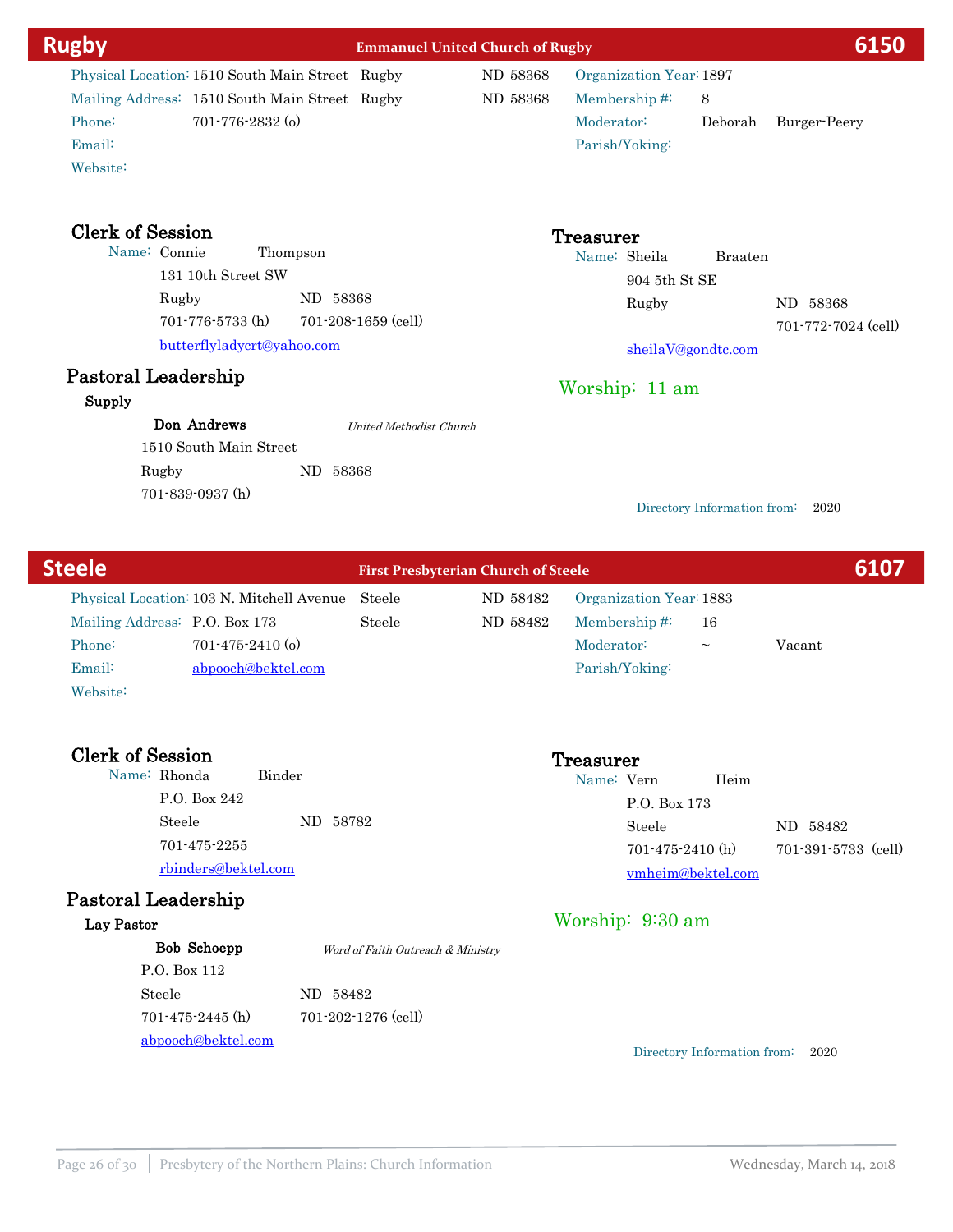# Rugby — Emmanuel United Church of Rugby — 6150

Physical Location: 1510 South Main Street Rugby ND 58368
Mailing Address: 1510 South Main Street Rugby ND 58368
Phone: 701-776-2832 (o)
Email:
Website:

Organization Year: 1897
Membership #: 8
Moderator: Deborah Burger-Peery
Parish/Yoking:

## Clerk of Session

Name: Connie Thompson
131 10th Street SW
Rugby ND 58368
701-776-5733 (h) 701-208-1659 (cell)
butterflyladycrt@yahoo.com

## Treasurer

Name: Sheila Braaten
904 5th St SE
Rugby ND 58368
701-772-7024 (cell)
sheilaV@gondtc.com

## Pastoral Leadership

**Supply**

**Don Andrews** *United Methodist Church*
1510 South Main Street
Rugby ND 58368
701-839-0937 (h)

Worship: 11 am

Directory Information from: 2020

# Steele — First Presbyterian Church of Steele — 6107

Physical Location: 103 N. Mitchell Avenue Steele ND 58482
Mailing Address: P.O. Box 173 Steele ND 58482
Phone: 701-475-2410 (o)
Email: abpooch@bektel.com
Website:

Organization Year: 1883
Membership #: 16
Moderator: ~ Vacant
Parish/Yoking:

## Clerk of Session

Name: Rhonda Binder
P.O. Box 242
Steele ND 58782
701-475-2255
rbinders@bektel.com

## Treasurer

Name: Vern Heim
P.O. Box 173
Steele ND 58482
701-475-2410 (h) 701-391-5733 (cell)
vmheim@bektel.com

## Pastoral Leadership

**Lay Pastor**

**Bob Schoepp** *Word of Faith Outreach & Ministry*
P.O. Box 112
Steele ND 58482
701-475-2445 (h) 701-202-1276 (cell)
abpooch@bektel.com

Worship: 9:30 am

Directory Information from: 2020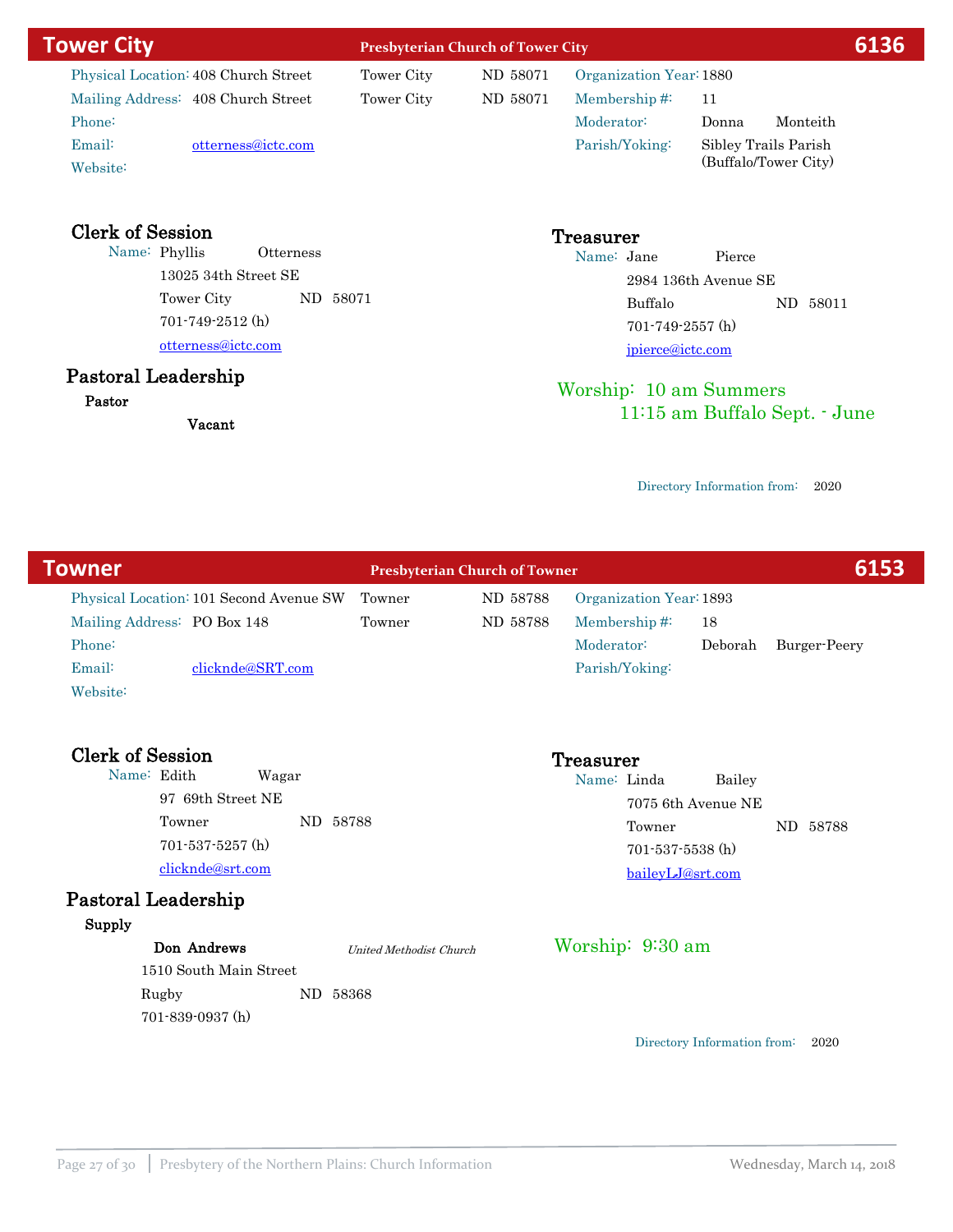## Tower City — Presbyterian Church of Tower City — 6136

Physical Location: 408 Church Street, Tower City, ND 58071
Mailing Address: 408 Church Street, Tower City, ND 58071
Phone:
Email: otterness@ictc.com
Website:

Organization Year: 1880
Membership #: 11
Moderator: Donna Monteith
Parish/Yoking: Sibley Trails Parish (Buffalo/Tower City)

### Clerk of Session

Name: Phyllis Otterness
13025 34th Street SE
Tower City ND 58071
701-749-2512 (h)
otterness@ictc.com

### Treasurer

Name: Jane Pierce
2984 136th Avenue SE
Buffalo ND 58011
701-749-2557 (h)
jpierce@ictc.com

### Pastoral Leadership

**Pastor**

**Vacant**

Worship: 10 am Summers
11:15 am Buffalo Sept. - June

Directory Information from: 2020

## Towner — Presbyterian Church of Towner — 6153

Physical Location: 101 Second Avenue SW, Towner, ND 58788
Mailing Address: PO Box 148, Towner, ND 58788
Phone:
Email: clicknde@SRT.com
Website:

Organization Year: 1893
Membership #: 18
Moderator: Deborah Burger-Peery
Parish/Yoking:

### Clerk of Session

Name: Edith Wagar
97 69th Street NE
Towner ND 58788
701-537-5257 (h)
clicknde@srt.com

### Treasurer

Name: Linda Bailey
7075 6th Avenue NE
Towner ND 58788
701-537-5538 (h)
baileyLJ@srt.com

### Pastoral Leadership

**Supply**

**Don Andrews** *United Methodist Church*
1510 South Main Street
Rugby ND 58368
701-839-0937 (h)

Worship: 9:30 am

Directory Information from: 2020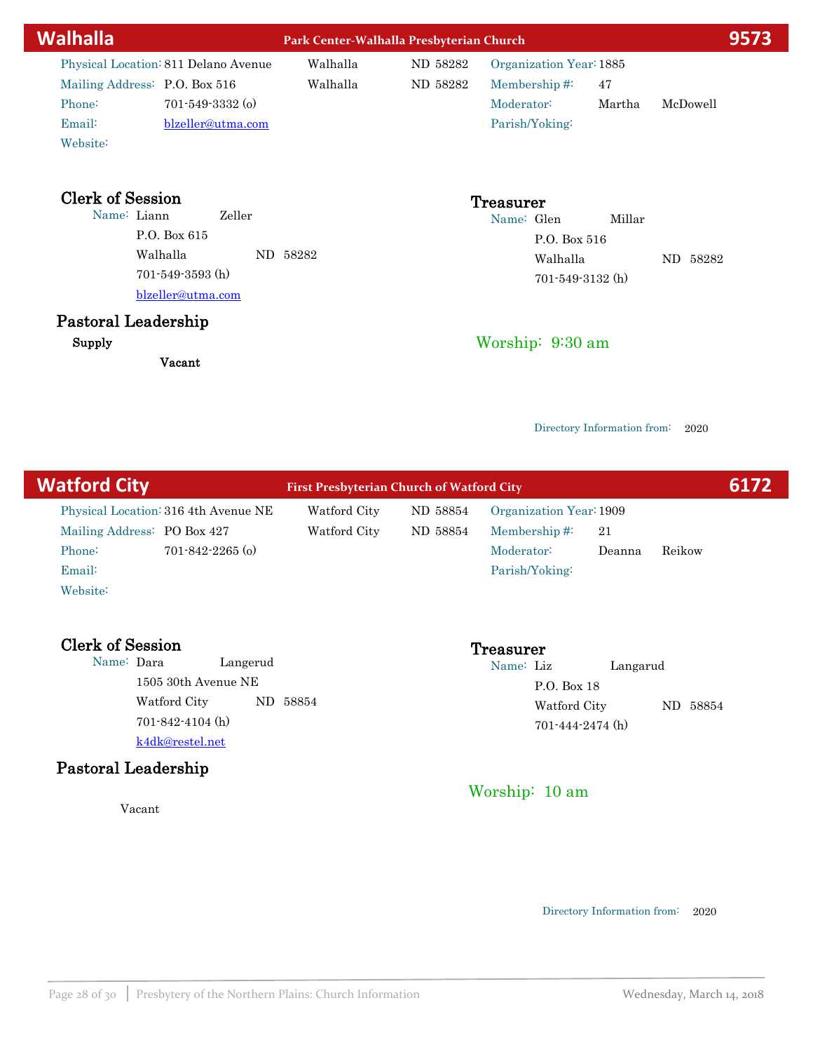## Walhalla — Park Center-Walhalla Presbyterian Church — 9573

| | | | | | |
|---|---|---|---|---|---|
| Physical Location: | 811 Delano Avenue | Walhalla | ND 58282 | Organization Year: | 1885 |
| Mailing Address: | P.O. Box 516 | Walhalla | ND 58282 | Membership #: | 47 |
| Phone: | 701-549-3332 (o) | | | Moderator: | Martha McDowell |
| Email: | blzeller@utma.com | | | Parish/Yoking: | |
| Website: | | | | | |

### Clerk of Session

Name: Liann Zeller
P.O. Box 615
Walhalla ND 58282
701-549-3593 (h)
blzeller@utma.com

### Treasurer

Name: Glen Millar
P.O. Box 516
Walhalla ND 58282
701-549-3132 (h)

### Pastoral Leadership

**Supply**

**Vacant**

Worship: 9:30 am

Directory Information from: 2020

## Watford City — First Presbyterian Church of Watford City — 6172

| | | | | | |
|---|---|---|---|---|---|
| Physical Location: | 316 4th Avenue NE | Watford City | ND 58854 | Organization Year: | 1909 |
| Mailing Address: | PO Box 427 | Watford City | ND 58854 | Membership #: | 21 |
| Phone: | 701-842-2265 (o) | | | Moderator: | Deanna Reikow |
| Email: | | | | Parish/Yoking: | |
| Website: | | | | | |

### Clerk of Session

Name: Dara Langerud
1505 30th Avenue NE
Watford City ND 58854
701-842-4104 (h)
k4dk@restel.net

### Treasurer

Name: Liz Langarud
P.O. Box 18
Watford City ND 58854
701-444-2474 (h)

### Pastoral Leadership

Vacant

Worship: 10 am

Directory Information from: 2020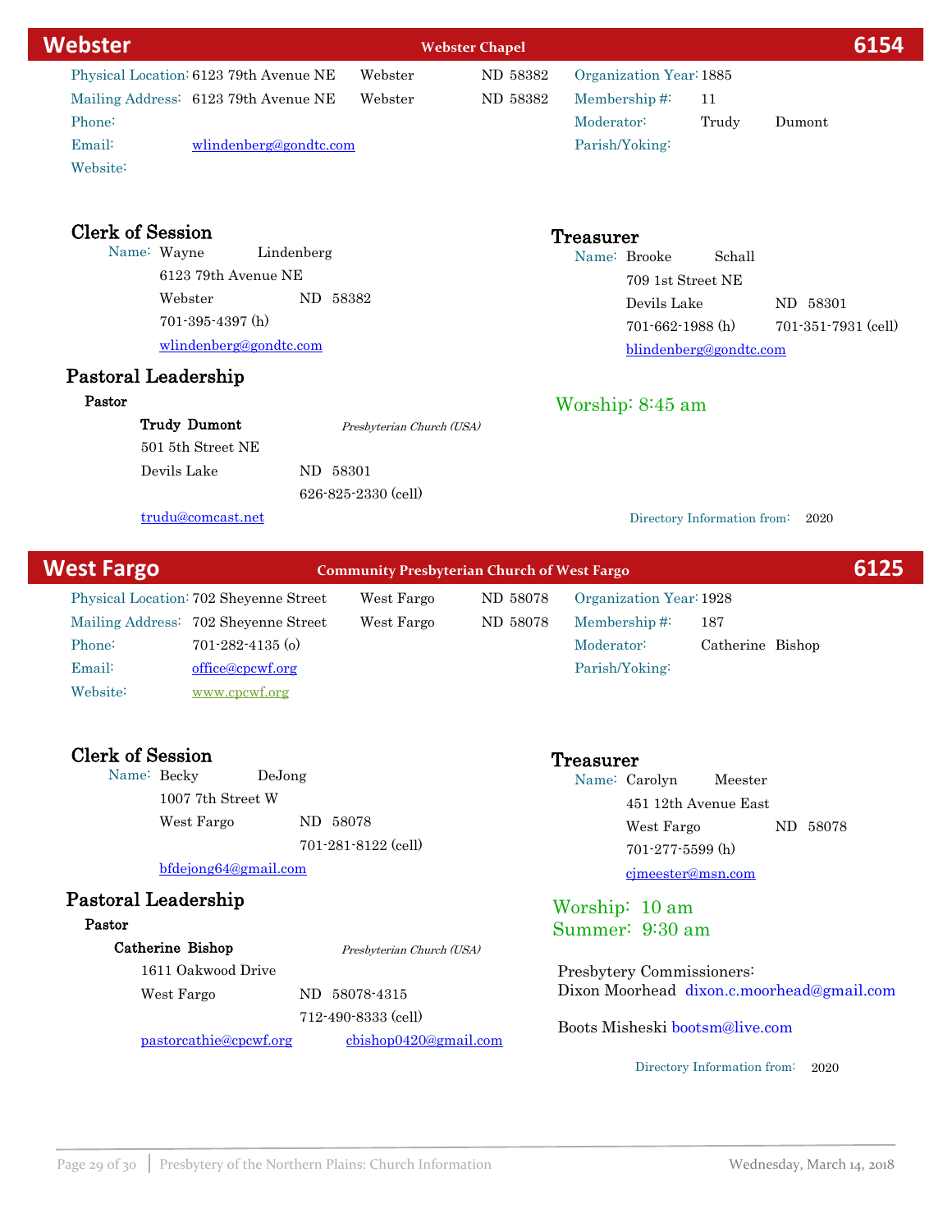## Webster — Webster Chapel — 6154

Physical Location: 6123 79th Avenue NE, Webster, ND 58382
Mailing Address: 6123 79th Avenue NE, Webster, ND 58382
Phone:
Email: wlindenberg@gondtc.com
Website:

Organization Year: 1885
Membership #: 11
Moderator: Trudy Dumont
Parish/Yoking:

### Clerk of Session

Name: Wayne Lindenberg
6123 79th Avenue NE
Webster ND 58382
701-395-4397 (h)
wlindenberg@gondtc.com

### Treasurer

Name: Brooke Schall
709 1st Street NE
Devils Lake ND 58301
701-662-1988 (h) 701-351-7931 (cell)
blindenberg@gondtc.com

### Pastoral Leadership

**Pastor**

**Trudy Dumont** *Presbyterian Church (USA)*
501 5th Street NE
Devils Lake ND 58301
626-825-2330 (cell)
trudu@comcast.net

Worship: 8:45 am

Directory Information from: 2020

## West Fargo — Community Presbyterian Church of West Fargo — 6125

Physical Location: 702 Sheyenne Street, West Fargo, ND 58078
Mailing Address: 702 Sheyenne Street, West Fargo, ND 58078
Phone: 701-282-4135 (o)
Email: office@cpcwf.org
Website: www.cpcwf.org

Organization Year: 1928
Membership #: 187
Moderator: Catherine Bishop
Parish/Yoking:

### Clerk of Session

Name: Becky DeJong
1007 7th Street W
West Fargo ND 58078
701-281-8122 (cell)
bfdejong64@gmail.com

### Treasurer

Name: Carolyn Meester
451 12th Avenue East
West Fargo ND 58078
701-277-5599 (h)
cjmeester@msn.com

### Pastoral Leadership

**Pastor**

**Catherine Bishop** *Presbyterian Church (USA)*
1611 Oakwood Drive
West Fargo ND 58078-4315
712-490-8333 (cell)
pastorcathie@cpcwf.org cbishop0420@gmail.com

Worship: 10 am
Summer: 9:30 am

Presbytery Commissioners:
Dixon Moorhead dixon.c.moorhead@gmail.com

Boots Misheski bootsm@live.com

Directory Information from: 2020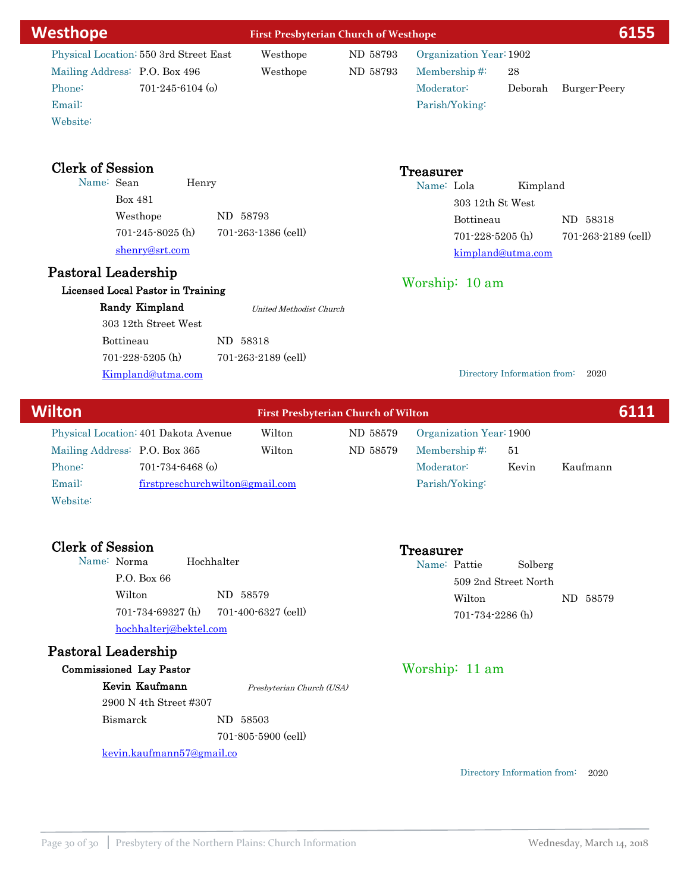## Westhope — First Presbyterian Church of Westhope — 6155

| | | | | | |
|---|---|---|---|---|---|
| Physical Location: | 550 3rd Street East | Westhope | ND 58793 | Organization Year: | 1902 |
| Mailing Address: | P.O. Box 496 | Westhope | ND 58793 | Membership #: | 28 |
| Phone: | 701-245-6104 (o) | | | Moderator: | Deborah Burger-Peery |
| Email: | | | | Parish/Yoking: | |
| Website: | | | | | |

### Clerk of Session

Name: Sean Henry
Box 481
Westhope ND 58793
701-245-8025 (h) 701-263-1386 (cell)
shenry@srt.com

### Treasurer

Name: Lola Kimpland
303 12th St West
Bottineau ND 58318
701-228-5205 (h) 701-263-2189 (cell)
kimpland@utma.com

### Pastoral Leadership

**Licensed Local Pastor in Training**

**Randy Kimpland** *United Methodist Church*
303 12th Street West
Bottineau ND 58318
701-228-5205 (h) 701-263-2189 (cell)
Kimpland@utma.com

Worship: 10 am

Directory Information from: 2020

## Wilton — First Presbyterian Church of Wilton — 6111

| | | | | | |
|---|---|---|---|---|---|
| Physical Location: | 401 Dakota Avenue | Wilton | ND 58579 | Organization Year: | 1900 |
| Mailing Address: | P.O. Box 365 | Wilton | ND 58579 | Membership #: | 51 |
| Phone: | 701-734-6468 (o) | | | Moderator: | Kevin Kaufmann |
| Email: | firstpreschurchwilton@gmail.com | | | Parish/Yoking: | |
| Website: | | | | | |

### Clerk of Session

Name: Norma Hochhalter
P.O. Box 66
Wilton ND 58579
701-734-69327 (h) 701-400-6327 (cell)
hochhalterj@bektel.com

### Treasurer

Name: Pattie Solberg
509 2nd Street North
Wilton ND 58579
701-734-2286 (h)

### Pastoral Leadership

**Commissioned Lay Pastor**

**Kevin Kaufmann** *Presbyterian Church (USA)*
2900 N 4th Street #307
Bismarck ND 58503
701-805-5900 (cell)
kevin.kaufmann57@gmail.co

Worship: 11 am

Directory Information from: 2020